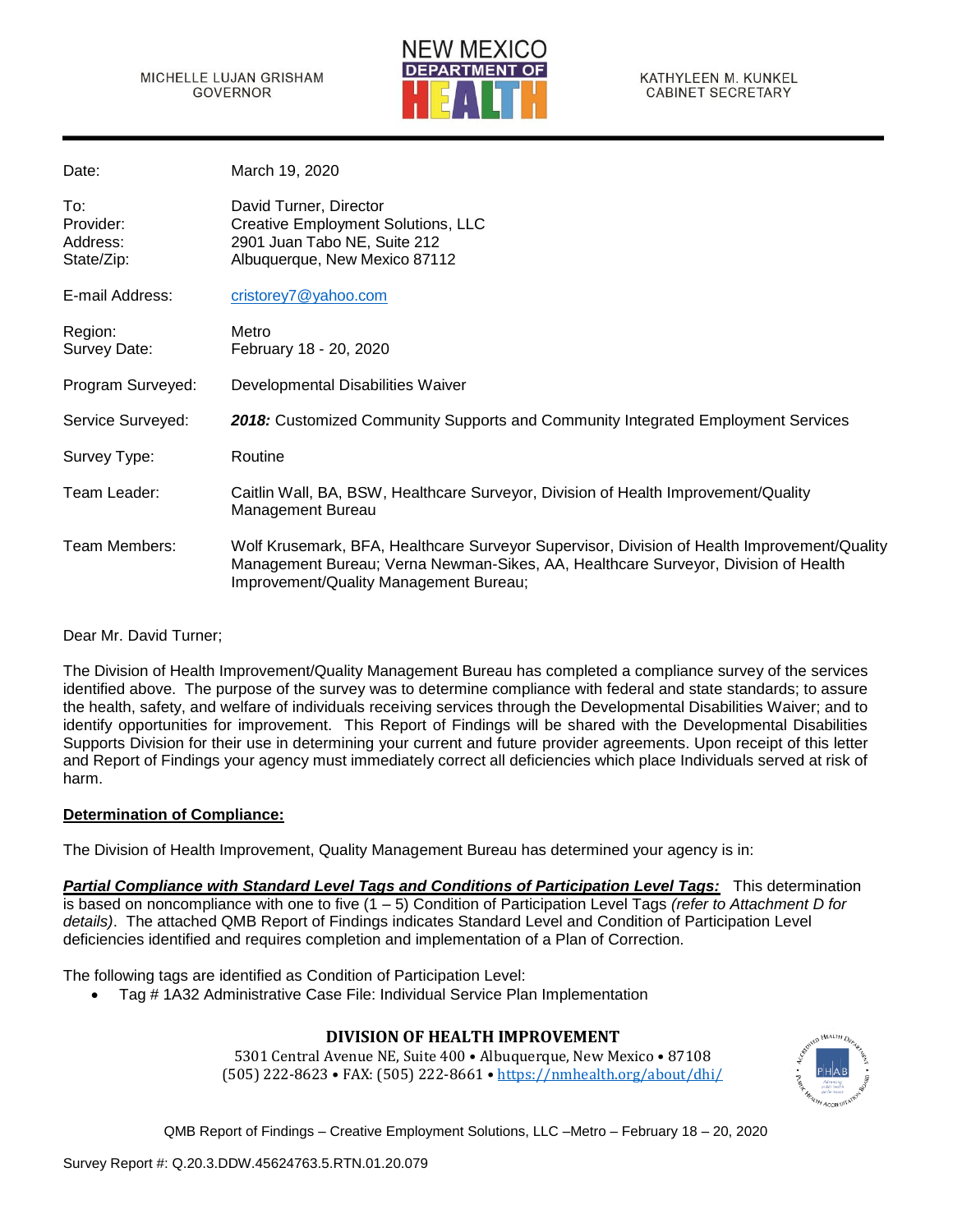MICHELLE LUJAN GRISHAM
GOVERNOR

NEW MEXICO DEPARTMENT OF HEALTH

KATHYLEEN M. KUNKEL
CABINET SECRETARY

| | |
|---|---|
| Date: | March 19, 2020 |
| To: | David Turner, Director |
| Provider: | Creative Employment Solutions, LLC |
| Address: | 2901 Juan Tabo NE, Suite 212 |
| State/Zip: | Albuquerque, New Mexico 87112 |
| E-mail Address: | cristorey7@yahoo.com |
| Region: | Metro |
| Survey Date: | February 18 - 20, 2020 |
| Program Surveyed: | Developmental Disabilities Waiver |
| Service Surveyed: | ***2018:*** Customized Community Supports and Community Integrated Employment Services |
| Survey Type: | Routine |
| Team Leader: | Caitlin Wall, BA, BSW, Healthcare Surveyor, Division of Health Improvement/Quality Management Bureau |
| Team Members: | Wolf Krusemark, BFA, Healthcare Surveyor Supervisor, Division of Health Improvement/Quality Management Bureau; Verna Newman-Sikes, AA, Healthcare Surveyor, Division of Health Improvement/Quality Management Bureau; |

Dear Mr. David Turner;

The Division of Health Improvement/Quality Management Bureau has completed a compliance survey of the services identified above. The purpose of the survey was to determine compliance with federal and state standards; to assure the health, safety, and welfare of individuals receiving services through the Developmental Disabilities Waiver; and to identify opportunities for improvement. This Report of Findings will be shared with the Developmental Disabilities Supports Division for their use in determining your current and future provider agreements. Upon receipt of this letter and Report of Findings your agency must immediately correct all deficiencies which place Individuals served at risk of harm.

**Determination of Compliance:**

The Division of Health Improvement, Quality Management Bureau has determined your agency is in:

***Partial Compliance with Standard Level Tags and Conditions of Participation Level Tags:*** This determination is based on noncompliance with one to five (1 – 5) Condition of Participation Level Tags *(refer to Attachment D for details)*. The attached QMB Report of Findings indicates Standard Level and Condition of Participation Level deficiencies identified and requires completion and implementation of a Plan of Correction.

The following tags are identified as Condition of Participation Level:

- Tag # 1A32 Administrative Case File: Individual Service Plan Implementation

**DIVISION OF HEALTH IMPROVEMENT**
5301 Central Avenue NE, Suite 400 • Albuquerque, New Mexico • 87108
(505) 222-8623 • FAX: (505) 222-8661 • https://nmhealth.org/about/dhi/

Survey Report #: Q.20.3.DDW.45624763.5.RTN.01.20.079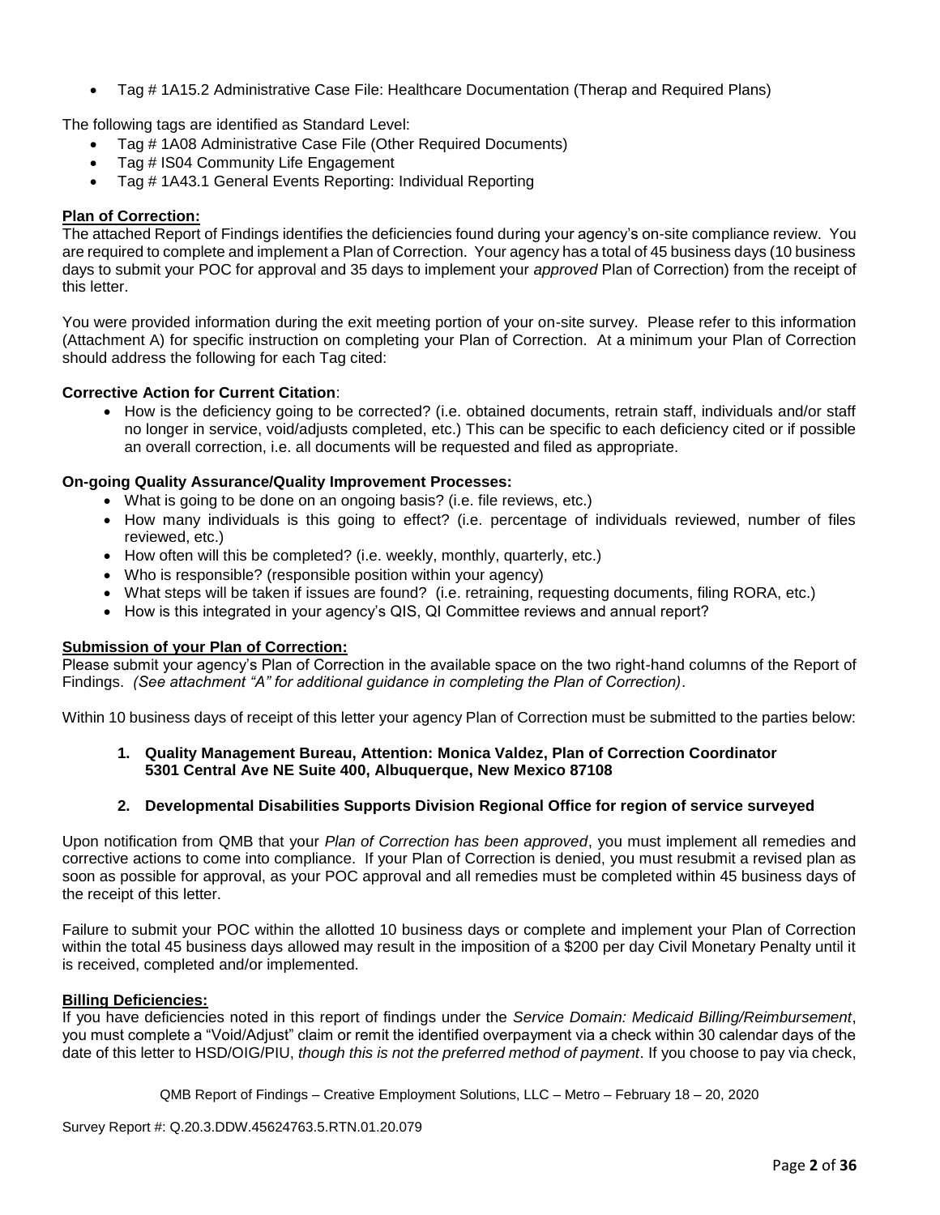- Tag # 1A15.2 Administrative Case File: Healthcare Documentation (Therap and Required Plans)

The following tags are identified as Standard Level:

- Tag # 1A08 Administrative Case File (Other Required Documents)
- Tag # IS04 Community Life Engagement
- Tag # 1A43.1 General Events Reporting: Individual Reporting

**Plan of Correction:**

The attached Report of Findings identifies the deficiencies found during your agency's on-site compliance review. You are required to complete and implement a Plan of Correction. Your agency has a total of 45 business days (10 business days to submit your POC for approval and 35 days to implement your *approved* Plan of Correction) from the receipt of this letter.

You were provided information during the exit meeting portion of your on-site survey. Please refer to this information (Attachment A) for specific instruction on completing your Plan of Correction. At a minimum your Plan of Correction should address the following for each Tag cited:

**Corrective Action for Current Citation**:

- How is the deficiency going to be corrected? (i.e. obtained documents, retrain staff, individuals and/or staff no longer in service, void/adjusts completed, etc.) This can be specific to each deficiency cited or if possible an overall correction, i.e. all documents will be requested and filed as appropriate.

**On-going Quality Assurance/Quality Improvement Processes:**

- What is going to be done on an ongoing basis? (i.e. file reviews, etc.)
- How many individuals is this going to effect? (i.e. percentage of individuals reviewed, number of files reviewed, etc.)
- How often will this be completed? (i.e. weekly, monthly, quarterly, etc.)
- Who is responsible? (responsible position within your agency)
- What steps will be taken if issues are found? (i.e. retraining, requesting documents, filing RORA, etc.)
- How is this integrated in your agency's QIS, QI Committee reviews and annual report?

**Submission of your Plan of Correction:**

Please submit your agency's Plan of Correction in the available space on the two right-hand columns of the Report of Findings. *(See attachment "A" for additional guidance in completing the Plan of Correction)*.

Within 10 business days of receipt of this letter your agency Plan of Correction must be submitted to the parties below:

1. **Quality Management Bureau, Attention: Monica Valdez, Plan of Correction Coordinator 5301 Central Ave NE Suite 400, Albuquerque, New Mexico 87108**

2. **Developmental Disabilities Supports Division Regional Office for region of service surveyed**

Upon notification from QMB that your *Plan of Correction has been approved*, you must implement all remedies and corrective actions to come into compliance. If your Plan of Correction is denied, you must resubmit a revised plan as soon as possible for approval, as your POC approval and all remedies must be completed within 45 business days of the receipt of this letter.

Failure to submit your POC within the allotted 10 business days or complete and implement your Plan of Correction within the total 45 business days allowed may result in the imposition of a $200 per day Civil Monetary Penalty until it is received, completed and/or implemented.

**Billing Deficiencies:**

If you have deficiencies noted in this report of findings under the *Service Domain: Medicaid Billing/Reimbursement*, you must complete a "Void/Adjust" claim or remit the identified overpayment via a check within 30 calendar days of the date of this letter to HSD/OIG/PIU, *though this is not the preferred method of payment*. If you choose to pay via check,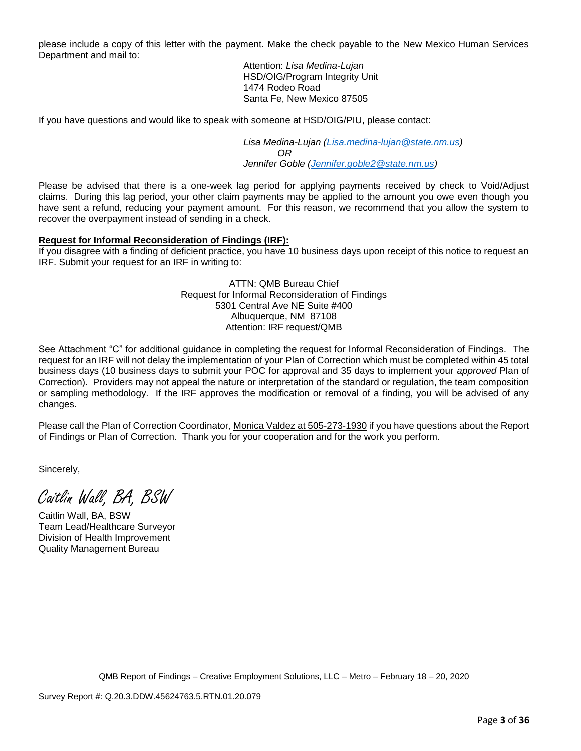please include a copy of this letter with the payment. Make the check payable to the New Mexico Human Services Department and mail to:

Attention: *Lisa Medina-Lujan*
HSD/OIG/Program Integrity Unit
1474 Rodeo Road
Santa Fe, New Mexico 87505

If you have questions and would like to speak with someone at HSD/OIG/PIU, please contact:

*Lisa Medina-Lujan (Lisa.medina-lujan@state.nm.us)*
*OR*
*Jennifer Goble (Jennifer.goble2@state.nm.us)*

Please be advised that there is a one-week lag period for applying payments received by check to Void/Adjust claims. During this lag period, your other claim payments may be applied to the amount you owe even though you have sent a refund, reducing your payment amount. For this reason, we recommend that you allow the system to recover the overpayment instead of sending in a check.

**Request for Informal Reconsideration of Findings (IRF):**
If you disagree with a finding of deficient practice, you have 10 business days upon receipt of this notice to request an IRF. Submit your request for an IRF in writing to:

ATTN: QMB Bureau Chief
Request for Informal Reconsideration of Findings
5301 Central Ave NE Suite #400
Albuquerque, NM 87108
Attention: IRF request/QMB

See Attachment "C" for additional guidance in completing the request for Informal Reconsideration of Findings. The request for an IRF will not delay the implementation of your Plan of Correction which must be completed within 45 total business days (10 business days to submit your POC for approval and 35 days to implement your *approved* Plan of Correction). Providers may not appeal the nature or interpretation of the standard or regulation, the team composition or sampling methodology. If the IRF approves the modification or removal of a finding, you will be advised of any changes.

Please call the Plan of Correction Coordinator, Monica Valdez at 505-273-1930 if you have questions about the Report of Findings or Plan of Correction. Thank you for your cooperation and for the work you perform.

Sincerely,

*Caitlin Wall, BA, BSW*

Caitlin Wall, BA, BSW
Team Lead/Healthcare Surveyor
Division of Health Improvement
Quality Management Bureau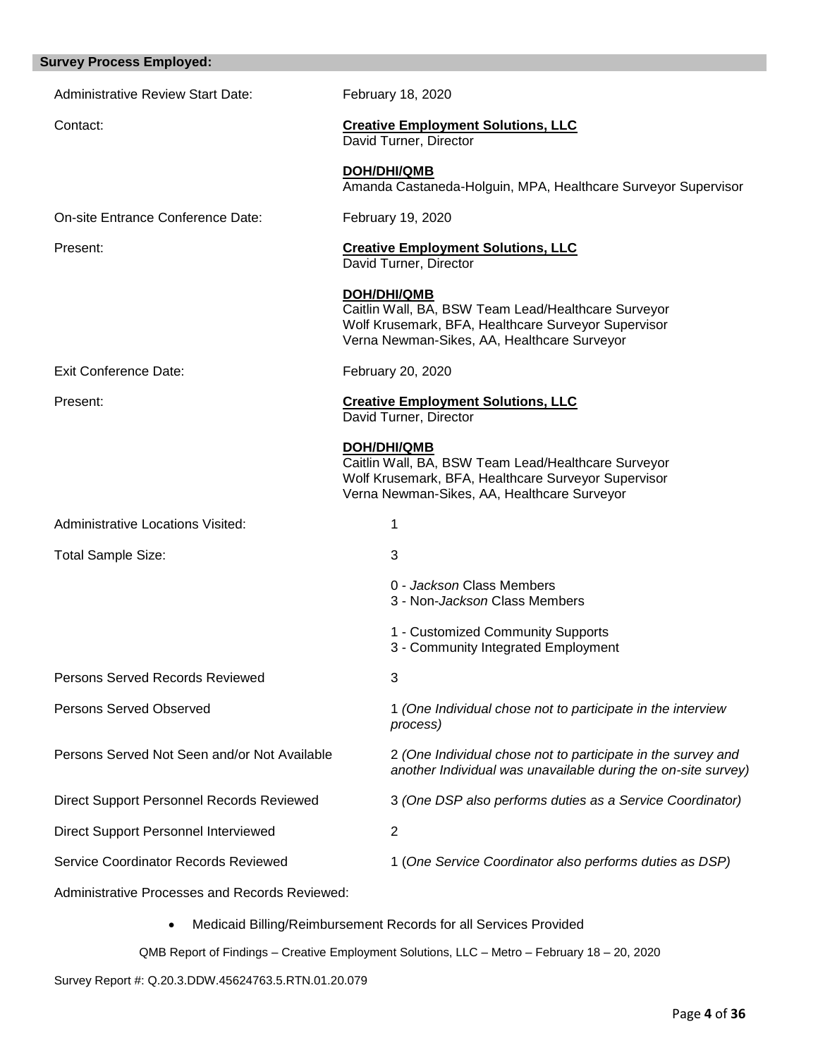## Survey Process Employed:

Administrative Review Start Date: February 18, 2020

Contact: **Creative Employment Solutions, LLC**
David Turner, Director

**DOH/DHI/QMB**
Amanda Castaneda-Holguin, MPA, Healthcare Surveyor Supervisor

On-site Entrance Conference Date: February 19, 2020

Present: **Creative Employment Solutions, LLC**
David Turner, Director

**DOH/DHI/QMB**
Caitlin Wall, BA, BSW Team Lead/Healthcare Surveyor
Wolf Krusemark, BFA, Healthcare Surveyor Supervisor
Verna Newman-Sikes, AA, Healthcare Surveyor

Exit Conference Date: February 20, 2020

Present: **Creative Employment Solutions, LLC**
David Turner, Director

**DOH/DHI/QMB**
Caitlin Wall, BA, BSW Team Lead/Healthcare Surveyor
Wolf Krusemark, BFA, Healthcare Surveyor Supervisor
Verna Newman-Sikes, AA, Healthcare Surveyor

Administrative Locations Visited: 1

Total Sample Size: 3

0 - *Jackson* Class Members
3 - Non-*Jackson* Class Members

1 - Customized Community Supports
3 - Community Integrated Employment

Persons Served Records Reviewed 3

Persons Served Observed 1 *(One Individual chose not to participate in the interview process)*

Persons Served Not Seen and/or Not Available 2 *(One Individual chose not to participate in the survey and another Individual was unavailable during the on-site survey)*

Direct Support Personnel Records Reviewed 3 *(One DSP also performs duties as a Service Coordinator)*

Direct Support Personnel Interviewed 2

Service Coordinator Records Reviewed 1 (*One Service Coordinator also performs duties as DSP)*

Administrative Processes and Records Reviewed:

- Medicaid Billing/Reimbursement Records for all Services Provided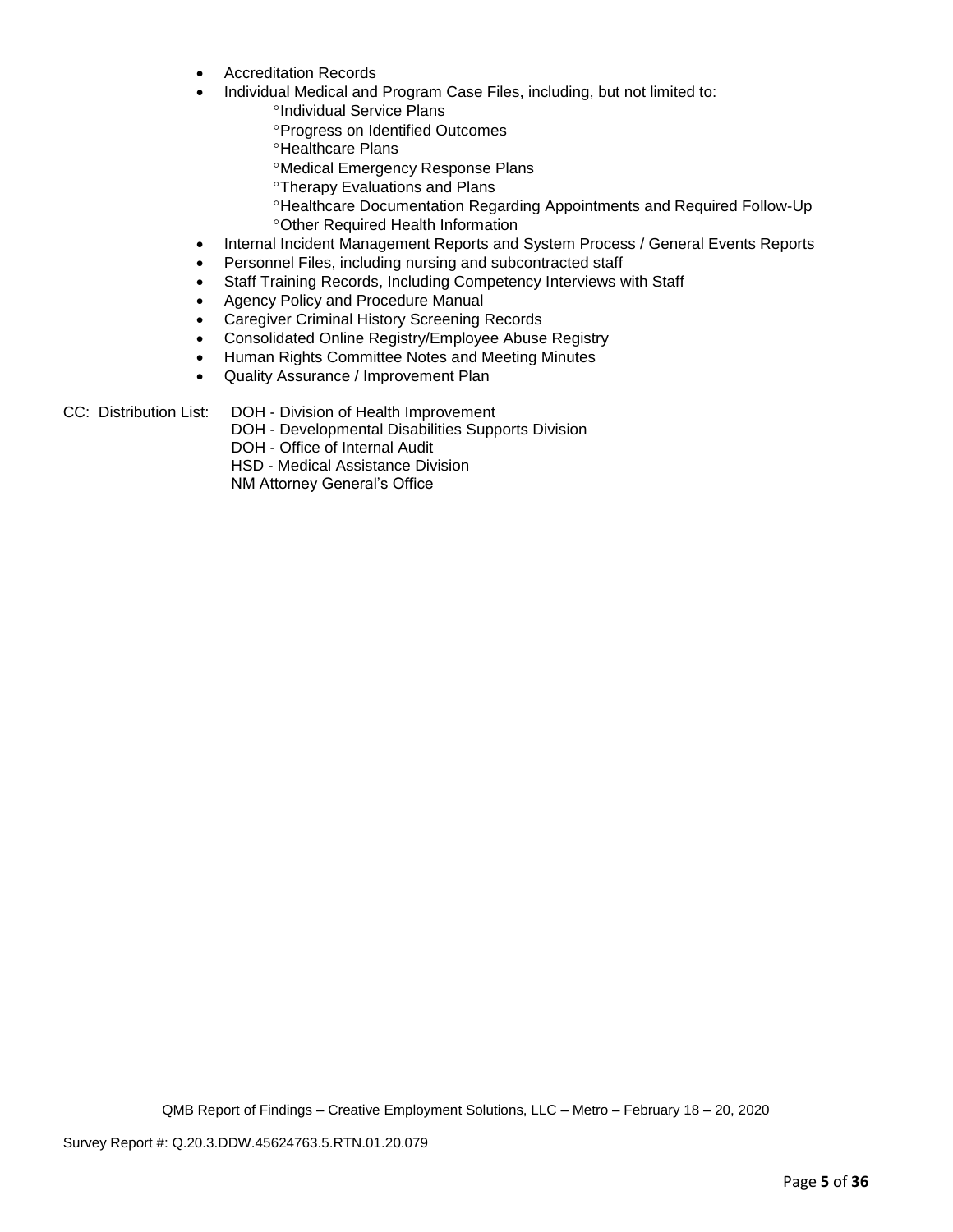- Accreditation Records
- Individual Medical and Program Case Files, including, but not limited to:
  - °Individual Service Plans
  - °Progress on Identified Outcomes
  - °Healthcare Plans
  - °Medical Emergency Response Plans
  - °Therapy Evaluations and Plans
  - °Healthcare Documentation Regarding Appointments and Required Follow-Up
  - °Other Required Health Information
- Internal Incident Management Reports and System Process / General Events Reports
- Personnel Files, including nursing and subcontracted staff
- Staff Training Records, Including Competency Interviews with Staff
- Agency Policy and Procedure Manual
- Caregiver Criminal History Screening Records
- Consolidated Online Registry/Employee Abuse Registry
- Human Rights Committee Notes and Meeting Minutes
- Quality Assurance / Improvement Plan

CC: Distribution List: DOH - Division of Health Improvement
DOH - Developmental Disabilities Supports Division
DOH - Office of Internal Audit
HSD - Medical Assistance Division
NM Attorney General's Office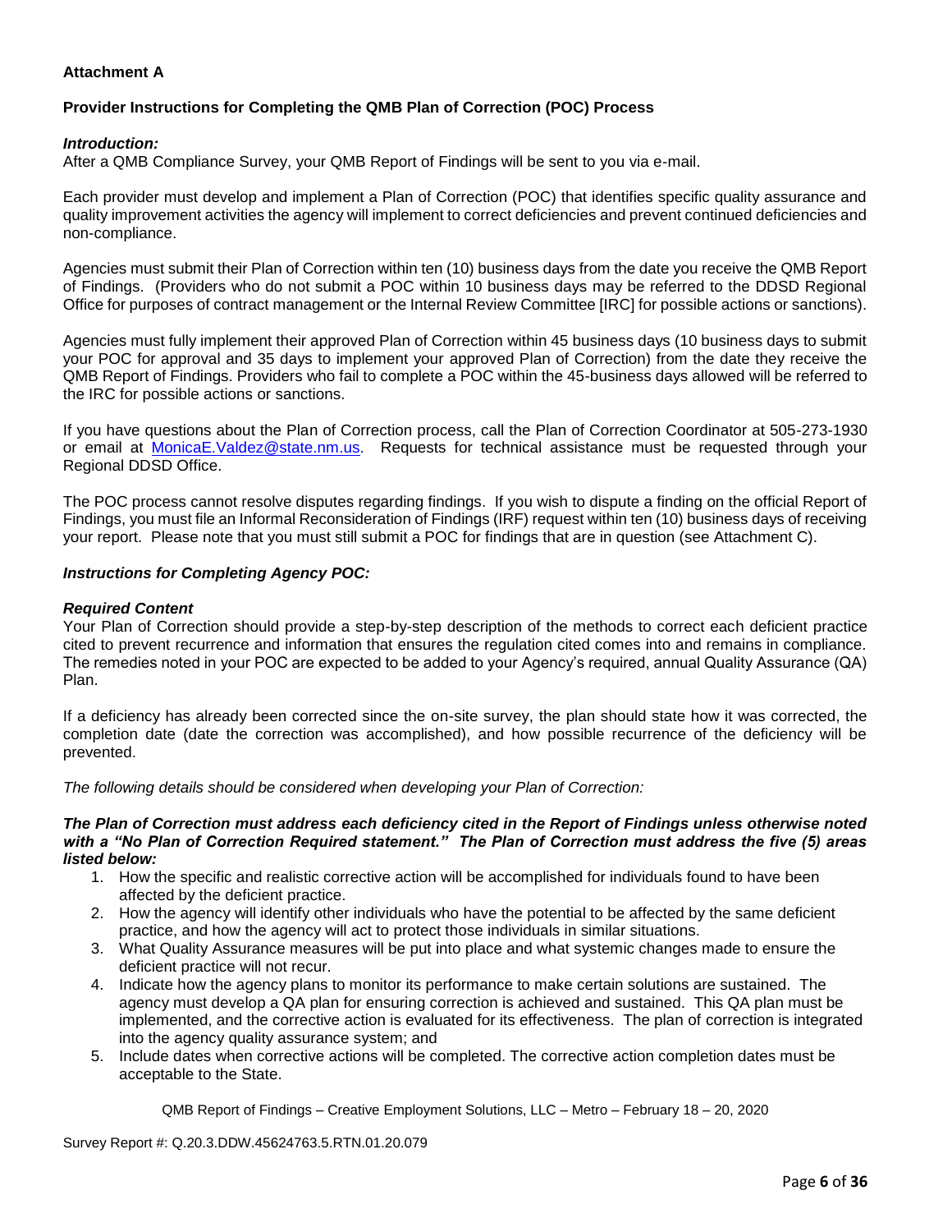**Attachment A**

**Provider Instructions for Completing the QMB Plan of Correction (POC) Process**

***Introduction:***
After a QMB Compliance Survey, your QMB Report of Findings will be sent to you via e-mail.

Each provider must develop and implement a Plan of Correction (POC) that identifies specific quality assurance and quality improvement activities the agency will implement to correct deficiencies and prevent continued deficiencies and non-compliance.

Agencies must submit their Plan of Correction within ten (10) business days from the date you receive the QMB Report of Findings. (Providers who do not submit a POC within 10 business days may be referred to the DDSD Regional Office for purposes of contract management or the Internal Review Committee [IRC] for possible actions or sanctions).

Agencies must fully implement their approved Plan of Correction within 45 business days (10 business days to submit your POC for approval and 35 days to implement your approved Plan of Correction) from the date they receive the QMB Report of Findings. Providers who fail to complete a POC within the 45-business days allowed will be referred to the IRC for possible actions or sanctions.

If you have questions about the Plan of Correction process, call the Plan of Correction Coordinator at 505-273-1930 or email at MonicaE.Valdez@state.nm.us. Requests for technical assistance must be requested through your Regional DDSD Office.

The POC process cannot resolve disputes regarding findings. If you wish to dispute a finding on the official Report of Findings, you must file an Informal Reconsideration of Findings (IRF) request within ten (10) business days of receiving your report. Please note that you must still submit a POC for findings that are in question (see Attachment C).

***Instructions for Completing Agency POC:***

***Required Content***
Your Plan of Correction should provide a step-by-step description of the methods to correct each deficient practice cited to prevent recurrence and information that ensures the regulation cited comes into and remains in compliance. The remedies noted in your POC are expected to be added to your Agency's required, annual Quality Assurance (QA) Plan.

If a deficiency has already been corrected since the on-site survey, the plan should state how it was corrected, the completion date (date the correction was accomplished), and how possible recurrence of the deficiency will be prevented.

*The following details should be considered when developing your Plan of Correction:*

***The Plan of Correction must address each deficiency cited in the Report of Findings unless otherwise noted with a "No Plan of Correction Required statement." The Plan of Correction must address the five (5) areas listed below:***

1. How the specific and realistic corrective action will be accomplished for individuals found to have been affected by the deficient practice.
2. How the agency will identify other individuals who have the potential to be affected by the same deficient practice, and how the agency will act to protect those individuals in similar situations.
3. What Quality Assurance measures will be put into place and what systemic changes made to ensure the deficient practice will not recur.
4. Indicate how the agency plans to monitor its performance to make certain solutions are sustained. The agency must develop a QA plan for ensuring correction is achieved and sustained. This QA plan must be implemented, and the corrective action is evaluated for its effectiveness. The plan of correction is integrated into the agency quality assurance system; and
5. Include dates when corrective actions will be completed. The corrective action completion dates must be acceptable to the State.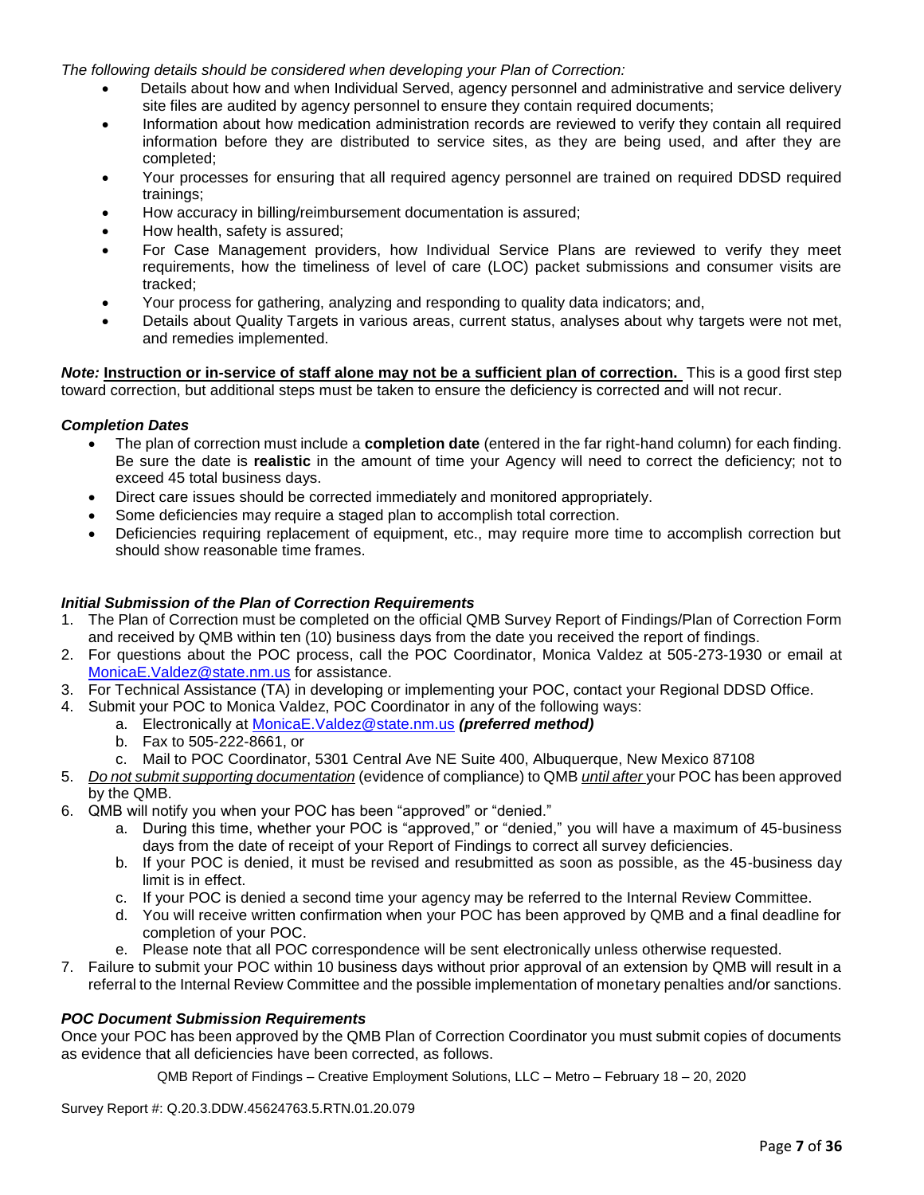*The following details should be considered when developing your Plan of Correction:*

- Details about how and when Individual Served, agency personnel and administrative and service delivery site files are audited by agency personnel to ensure they contain required documents;
- Information about how medication administration records are reviewed to verify they contain all required information before they are distributed to service sites, as they are being used, and after they are completed;
- Your processes for ensuring that all required agency personnel are trained on required DDSD required trainings;
- How accuracy in billing/reimbursement documentation is assured;
- How health, safety is assured;
- For Case Management providers, how Individual Service Plans are reviewed to verify they meet requirements, how the timeliness of level of care (LOC) packet submissions and consumer visits are tracked;
- Your process for gathering, analyzing and responding to quality data indicators; and,
- Details about Quality Targets in various areas, current status, analyses about why targets were not met, and remedies implemented.

***Note:*** **Instruction or in-service of staff alone may not be a sufficient plan of correction.** This is a good first step toward correction, but additional steps must be taken to ensure the deficiency is corrected and will not recur.

***Completion Dates***

- The plan of correction must include a **completion date** (entered in the far right-hand column) for each finding. Be sure the date is **realistic** in the amount of time your Agency will need to correct the deficiency; not to exceed 45 total business days.
- Direct care issues should be corrected immediately and monitored appropriately.
- Some deficiencies may require a staged plan to accomplish total correction.
- Deficiencies requiring replacement of equipment, etc., may require more time to accomplish correction but should show reasonable time frames.

***Initial Submission of the Plan of Correction Requirements***

1. The Plan of Correction must be completed on the official QMB Survey Report of Findings/Plan of Correction Form and received by QMB within ten (10) business days from the date you received the report of findings.
2. For questions about the POC process, call the POC Coordinator, Monica Valdez at 505-273-1930 or email at MonicaE.Valdez@state.nm.us for assistance.
3. For Technical Assistance (TA) in developing or implementing your POC, contact your Regional DDSD Office.
4. Submit your POC to Monica Valdez, POC Coordinator in any of the following ways:
   a. Electronically at MonicaE.Valdez@state.nm.us ***(preferred method)***
   b. Fax to 505-222-8661, or
   c. Mail to POC Coordinator, 5301 Central Ave NE Suite 400, Albuquerque, New Mexico 87108
5. *Do not submit supporting documentation* (evidence of compliance) to QMB *until after* your POC has been approved by the QMB.
6. QMB will notify you when your POC has been "approved" or "denied."
   a. During this time, whether your POC is "approved," or "denied," you will have a maximum of 45-business days from the date of receipt of your Report of Findings to correct all survey deficiencies.
   b. If your POC is denied, it must be revised and resubmitted as soon as possible, as the 45-business day limit is in effect.
   c. If your POC is denied a second time your agency may be referred to the Internal Review Committee.
   d. You will receive written confirmation when your POC has been approved by QMB and a final deadline for completion of your POC.
   e. Please note that all POC correspondence will be sent electronically unless otherwise requested.
7. Failure to submit your POC within 10 business days without prior approval of an extension by QMB will result in a referral to the Internal Review Committee and the possible implementation of monetary penalties and/or sanctions.

***POC Document Submission Requirements***

Once your POC has been approved by the QMB Plan of Correction Coordinator you must submit copies of documents as evidence that all deficiencies have been corrected, as follows.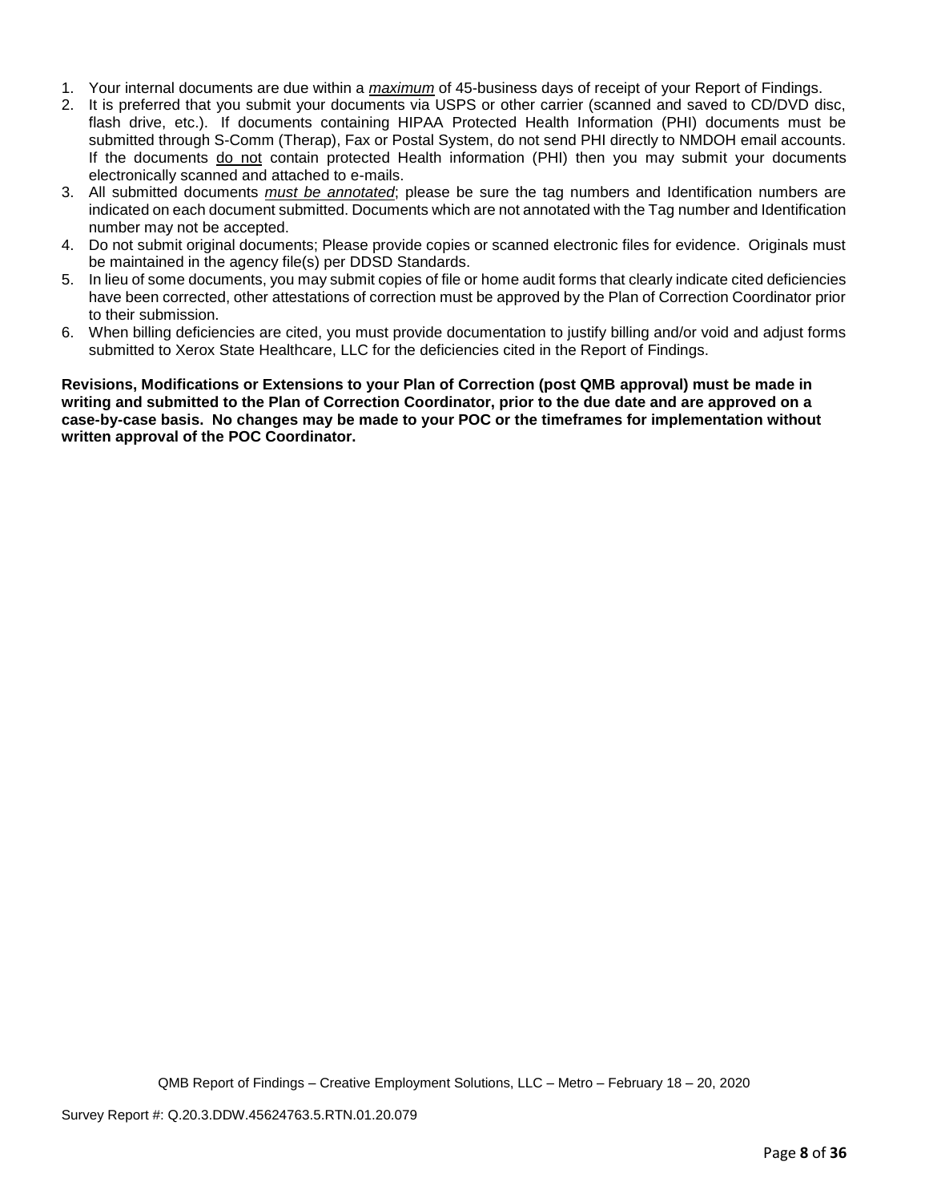1. Your internal documents are due within a *__maximum__* of 45-business days of receipt of your Report of Findings.
2. It is preferred that you submit your documents via USPS or other carrier (scanned and saved to CD/DVD disc, flash drive, etc.). If documents containing HIPAA Protected Health Information (PHI) documents must be submitted through S-Comm (Therap), Fax or Postal System, do not send PHI directly to NMDOH email accounts. If the documents do not contain protected Health information (PHI) then you may submit your documents electronically scanned and attached to e-mails.
3. All submitted documents *__must be annotated__*; please be sure the tag numbers and Identification numbers are indicated on each document submitted. Documents which are not annotated with the Tag number and Identification number may not be accepted.
4. Do not submit original documents; Please provide copies or scanned electronic files for evidence. Originals must be maintained in the agency file(s) per DDSD Standards.
5. In lieu of some documents, you may submit copies of file or home audit forms that clearly indicate cited deficiencies have been corrected, other attestations of correction must be approved by the Plan of Correction Coordinator prior to their submission.
6. When billing deficiencies are cited, you must provide documentation to justify billing and/or void and adjust forms submitted to Xerox State Healthcare, LLC for the deficiencies cited in the Report of Findings.

**Revisions, Modifications or Extensions to your Plan of Correction (post QMB approval) must be made in writing and submitted to the Plan of Correction Coordinator, prior to the due date and are approved on a case-by-case basis. No changes may be made to your POC or the timeframes for implementation without written approval of the POC Coordinator.**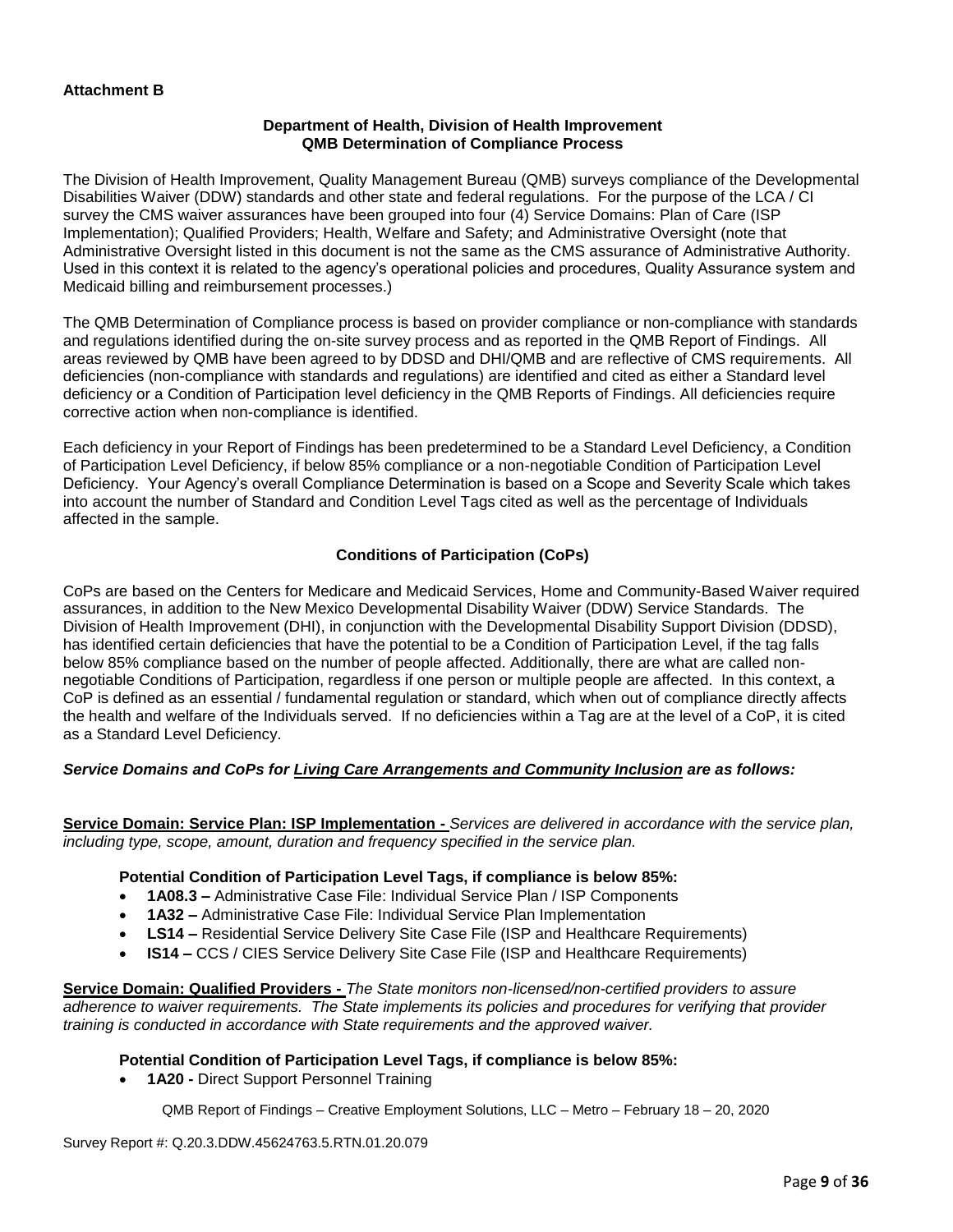**Attachment B**

**Department of Health, Division of Health Improvement**
**QMB Determination of Compliance Process**

The Division of Health Improvement, Quality Management Bureau (QMB) surveys compliance of the Developmental Disabilities Waiver (DDW) standards and other state and federal regulations. For the purpose of the LCA / CI survey the CMS waiver assurances have been grouped into four (4) Service Domains: Plan of Care (ISP Implementation); Qualified Providers; Health, Welfare and Safety; and Administrative Oversight (note that Administrative Oversight listed in this document is not the same as the CMS assurance of Administrative Authority. Used in this context it is related to the agency's operational policies and procedures, Quality Assurance system and Medicaid billing and reimbursement processes.)

The QMB Determination of Compliance process is based on provider compliance or non-compliance with standards and regulations identified during the on-site survey process and as reported in the QMB Report of Findings. All areas reviewed by QMB have been agreed to by DDSD and DHI/QMB and are reflective of CMS requirements. All deficiencies (non-compliance with standards and regulations) are identified and cited as either a Standard level deficiency or a Condition of Participation level deficiency in the QMB Reports of Findings. All deficiencies require corrective action when non-compliance is identified.

Each deficiency in your Report of Findings has been predetermined to be a Standard Level Deficiency, a Condition of Participation Level Deficiency, if below 85% compliance or a non-negotiable Condition of Participation Level Deficiency. Your Agency's overall Compliance Determination is based on a Scope and Severity Scale which takes into account the number of Standard and Condition Level Tags cited as well as the percentage of Individuals affected in the sample.

**Conditions of Participation (CoPs)**

CoPs are based on the Centers for Medicare and Medicaid Services, Home and Community-Based Waiver required assurances, in addition to the New Mexico Developmental Disability Waiver (DDW) Service Standards. The Division of Health Improvement (DHI), in conjunction with the Developmental Disability Support Division (DDSD), has identified certain deficiencies that have the potential to be a Condition of Participation Level, if the tag falls below 85% compliance based on the number of people affected. Additionally, there are what are called non-negotiable Conditions of Participation, regardless if one person or multiple people are affected. In this context, a CoP is defined as an essential / fundamental regulation or standard, which when out of compliance directly affects the health and welfare of the Individuals served. If no deficiencies within a Tag are at the level of a CoP, it is cited as a Standard Level Deficiency.

***Service Domains and CoPs for Living Care Arrangements and Community Inclusion are as follows:***

**Service Domain: Service Plan: ISP Implementation -** *Services are delivered in accordance with the service plan, including type, scope, amount, duration and frequency specified in the service plan.*

**Potential Condition of Participation Level Tags, if compliance is below 85%:**

- **1A08.3 –** Administrative Case File: Individual Service Plan / ISP Components
- **1A32 –** Administrative Case File: Individual Service Plan Implementation
- **LS14 –** Residential Service Delivery Site Case File (ISP and Healthcare Requirements)
- **IS14 –** CCS / CIES Service Delivery Site Case File (ISP and Healthcare Requirements)

**Service Domain: Qualified Providers -** *The State monitors non-licensed/non-certified providers to assure adherence to waiver requirements. The State implements its policies and procedures for verifying that provider training is conducted in accordance with State requirements and the approved waiver.*

**Potential Condition of Participation Level Tags, if compliance is below 85%:**

- **1A20 -** Direct Support Personnel Training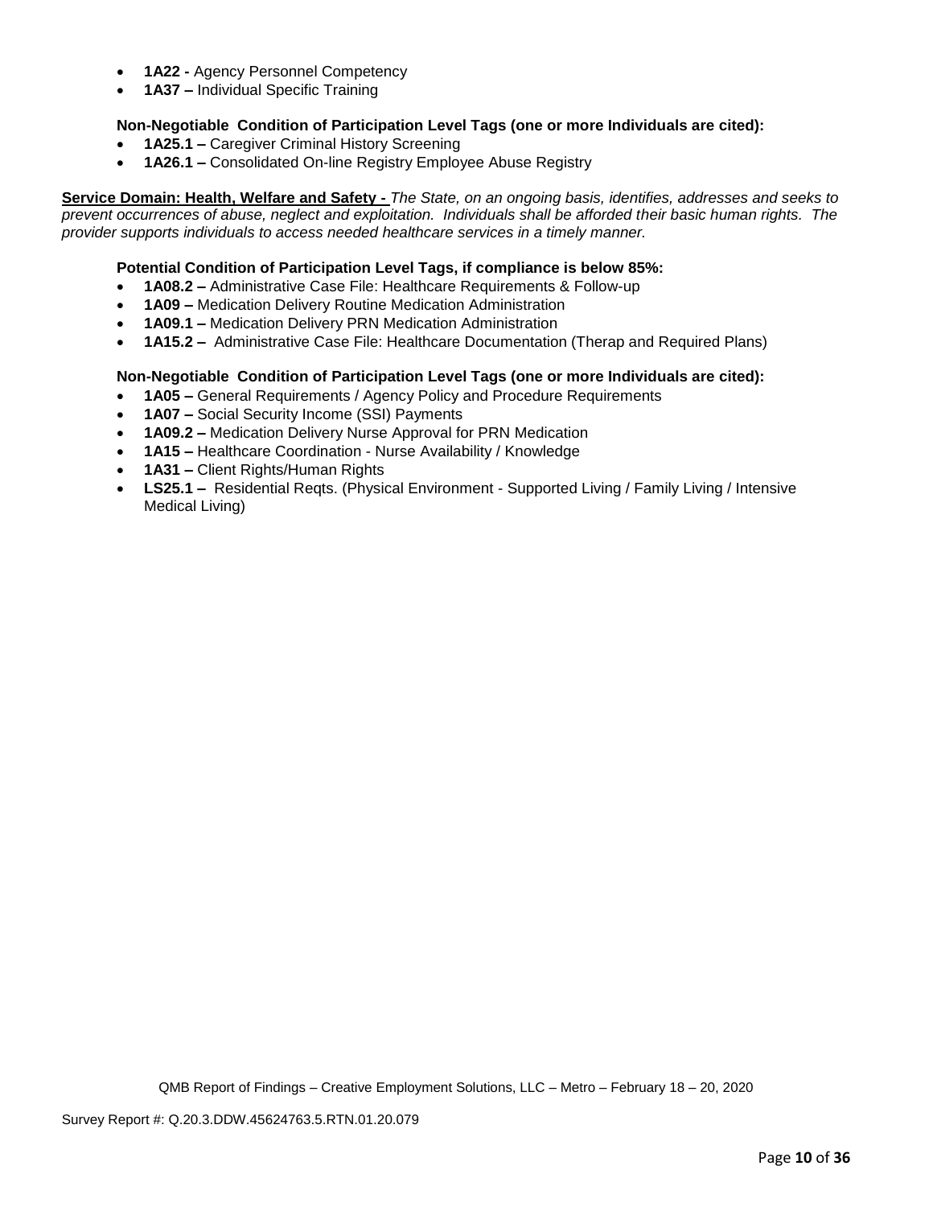- **1A22 -** Agency Personnel Competency
- **1A37 –** Individual Specific Training

**Non-Negotiable Condition of Participation Level Tags (one or more Individuals are cited):**

- **1A25.1 –** Caregiver Criminal History Screening
- **1A26.1 –** Consolidated On-line Registry Employee Abuse Registry

**Service Domain: Health, Welfare and Safety -** *The State, on an ongoing basis, identifies, addresses and seeks to prevent occurrences of abuse, neglect and exploitation. Individuals shall be afforded their basic human rights. The provider supports individuals to access needed healthcare services in a timely manner.*

**Potential Condition of Participation Level Tags, if compliance is below 85%:**

- **1A08.2 –** Administrative Case File: Healthcare Requirements & Follow-up
- **1A09 –** Medication Delivery Routine Medication Administration
- **1A09.1 –** Medication Delivery PRN Medication Administration
- **1A15.2 –** Administrative Case File: Healthcare Documentation (Therap and Required Plans)

**Non-Negotiable Condition of Participation Level Tags (one or more Individuals are cited):**

- **1A05 –** General Requirements / Agency Policy and Procedure Requirements
- **1A07 –** Social Security Income (SSI) Payments
- **1A09.2 –** Medication Delivery Nurse Approval for PRN Medication
- **1A15 –** Healthcare Coordination - Nurse Availability / Knowledge
- **1A31 –** Client Rights/Human Rights
- **LS25.1 –** Residential Reqts. (Physical Environment - Supported Living / Family Living / Intensive Medical Living)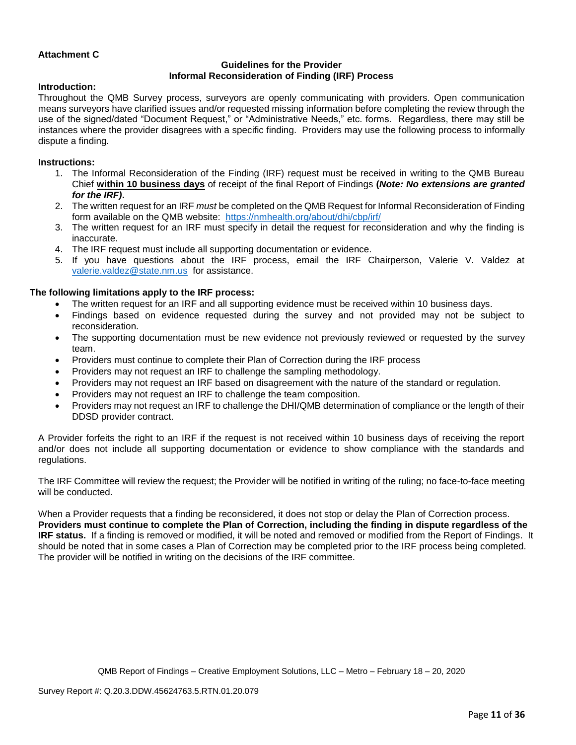**Attachment C**

**Guidelines for the Provider**
**Informal Reconsideration of Finding (IRF) Process**

**Introduction:**

Throughout the QMB Survey process, surveyors are openly communicating with providers. Open communication means surveyors have clarified issues and/or requested missing information before completing the review through the use of the signed/dated "Document Request," or "Administrative Needs," etc. forms. Regardless, there may still be instances where the provider disagrees with a specific finding. Providers may use the following process to informally dispute a finding.

**Instructions:**

1. The Informal Reconsideration of the Finding (IRF) request must be received in writing to the QMB Bureau Chief **within 10 business days** of receipt of the final Report of Findings **(*Note: No extensions are granted for the IRF)*.**
2. The written request for an IRF *must* be completed on the QMB Request for Informal Reconsideration of Finding form available on the QMB website: https://nmhealth.org/about/dhi/cbp/irf/
3. The written request for an IRF must specify in detail the request for reconsideration and why the finding is inaccurate.
4. The IRF request must include all supporting documentation or evidence.
5. If you have questions about the IRF process, email the IRF Chairperson, Valerie V. Valdez at valerie.valdez@state.nm.us for assistance.

**The following limitations apply to the IRF process:**

- The written request for an IRF and all supporting evidence must be received within 10 business days.
- Findings based on evidence requested during the survey and not provided may not be subject to reconsideration.
- The supporting documentation must be new evidence not previously reviewed or requested by the survey team.
- Providers must continue to complete their Plan of Correction during the IRF process
- Providers may not request an IRF to challenge the sampling methodology.
- Providers may not request an IRF based on disagreement with the nature of the standard or regulation.
- Providers may not request an IRF to challenge the team composition.
- Providers may not request an IRF to challenge the DHI/QMB determination of compliance or the length of their DDSD provider contract.

A Provider forfeits the right to an IRF if the request is not received within 10 business days of receiving the report and/or does not include all supporting documentation or evidence to show compliance with the standards and regulations.

The IRF Committee will review the request; the Provider will be notified in writing of the ruling; no face-to-face meeting will be conducted.

When a Provider requests that a finding be reconsidered, it does not stop or delay the Plan of Correction process. **Providers must continue to complete the Plan of Correction, including the finding in dispute regardless of the IRF status.** If a finding is removed or modified, it will be noted and removed or modified from the Report of Findings. It should be noted that in some cases a Plan of Correction may be completed prior to the IRF process being completed. The provider will be notified in writing on the decisions of the IRF committee.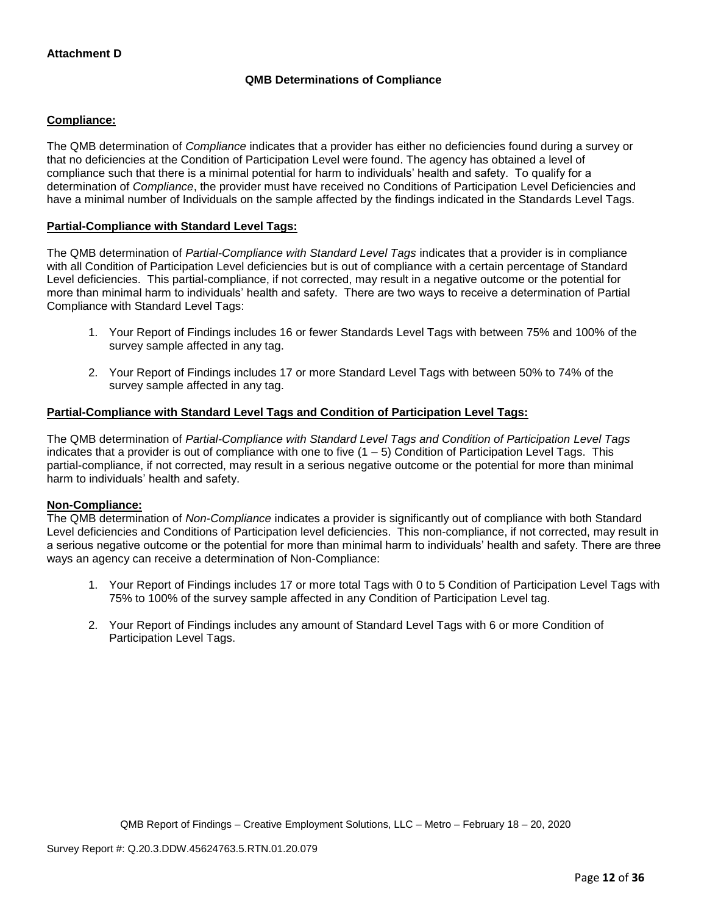**Attachment D**

**QMB Determinations of Compliance**

**Compliance:**

The QMB determination of *Compliance* indicates that a provider has either no deficiencies found during a survey or that no deficiencies at the Condition of Participation Level were found. The agency has obtained a level of compliance such that there is a minimal potential for harm to individuals' health and safety. To qualify for a determination of *Compliance*, the provider must have received no Conditions of Participation Level Deficiencies and have a minimal number of Individuals on the sample affected by the findings indicated in the Standards Level Tags.

**Partial-Compliance with Standard Level Tags:**

The QMB determination of *Partial-Compliance with Standard Level Tags* indicates that a provider is in compliance with all Condition of Participation Level deficiencies but is out of compliance with a certain percentage of Standard Level deficiencies. This partial-compliance, if not corrected, may result in a negative outcome or the potential for more than minimal harm to individuals' health and safety. There are two ways to receive a determination of Partial Compliance with Standard Level Tags:

1. Your Report of Findings includes 16 or fewer Standards Level Tags with between 75% and 100% of the survey sample affected in any tag.

2. Your Report of Findings includes 17 or more Standard Level Tags with between 50% to 74% of the survey sample affected in any tag.

**Partial-Compliance with Standard Level Tags and Condition of Participation Level Tags:**

The QMB determination of *Partial-Compliance with Standard Level Tags and Condition of Participation Level Tags* indicates that a provider is out of compliance with one to five (1 – 5) Condition of Participation Level Tags. This partial-compliance, if not corrected, may result in a serious negative outcome or the potential for more than minimal harm to individuals' health and safety.

**Non-Compliance:**

The QMB determination of *Non-Compliance* indicates a provider is significantly out of compliance with both Standard Level deficiencies and Conditions of Participation level deficiencies. This non-compliance, if not corrected, may result in a serious negative outcome or the potential for more than minimal harm to individuals' health and safety. There are three ways an agency can receive a determination of Non-Compliance:

1. Your Report of Findings includes 17 or more total Tags with 0 to 5 Condition of Participation Level Tags with 75% to 100% of the survey sample affected in any Condition of Participation Level tag.

2. Your Report of Findings includes any amount of Standard Level Tags with 6 or more Condition of Participation Level Tags.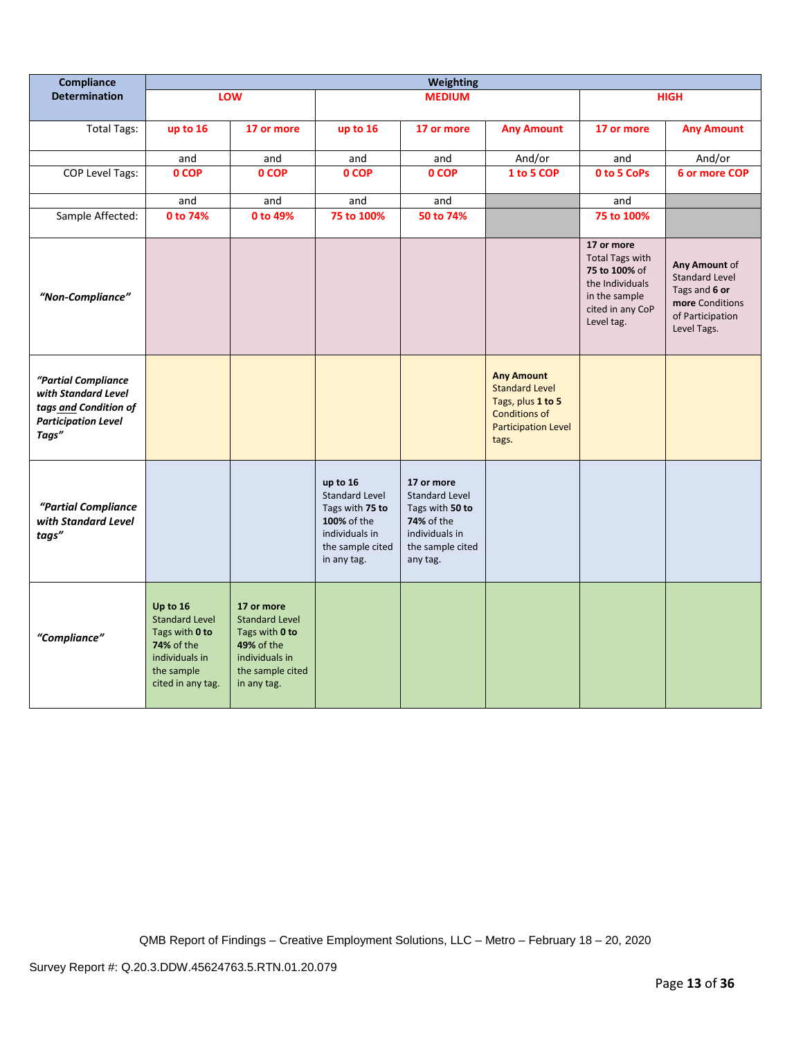| Compliance Determination | Weighting | | | | | | |
|---|---|---|---|---|---|---|---|
| | **LOW** | | **MEDIUM** | | | **HIGH** | |
| Total Tags: | **up to 16** | **17 or more** | **up to 16** | **17 or more** | **Any Amount** | **17 or more** | **Any Amount** |
| | and | and | and | and | And/or | and | And/or |
| COP Level Tags: | **0 COP** | **0 COP** | **0 COP** | **0 COP** | **1 to 5 COP** | **0 to 5 CoPs** | **6 or more COP** |
| | and | and | and | and | | and | |
| Sample Affected: | **0 to 74%** | **0 to 49%** | **75 to 100%** | **50 to 74%** | | **75 to 100%** | |
| *"Non-Compliance"* | | | | | | **17 or more** Total Tags with **75 to 100%** of the Individuals in the sample cited in any CoP Level tag. | **Any Amount** of Standard Level Tags and **6 or more** Conditions of Participation Level Tags. |
| ***"Partial Compliance with Standard Level tags and Condition of Participation Level Tags"*** | | | | | **Any Amount** Standard Level Tags, plus **1 to 5** Conditions of Participation Level tags. | | |
| ***"Partial Compliance with Standard Level tags"*** | | | **up to 16** Standard Level Tags with **75 to 100%** of the individuals in the sample cited in any tag. | **17 or more** Standard Level Tags with **50 to 74%** of the individuals in the sample cited any tag. | | | |
| ***"Compliance"*** | **Up to 16** Standard Level Tags with **0 to 74%** of the individuals in the sample cited in any tag. | **17 or more** Standard Level Tags with **0 to 49%** of the individuals in the sample cited in any tag. | | | | | |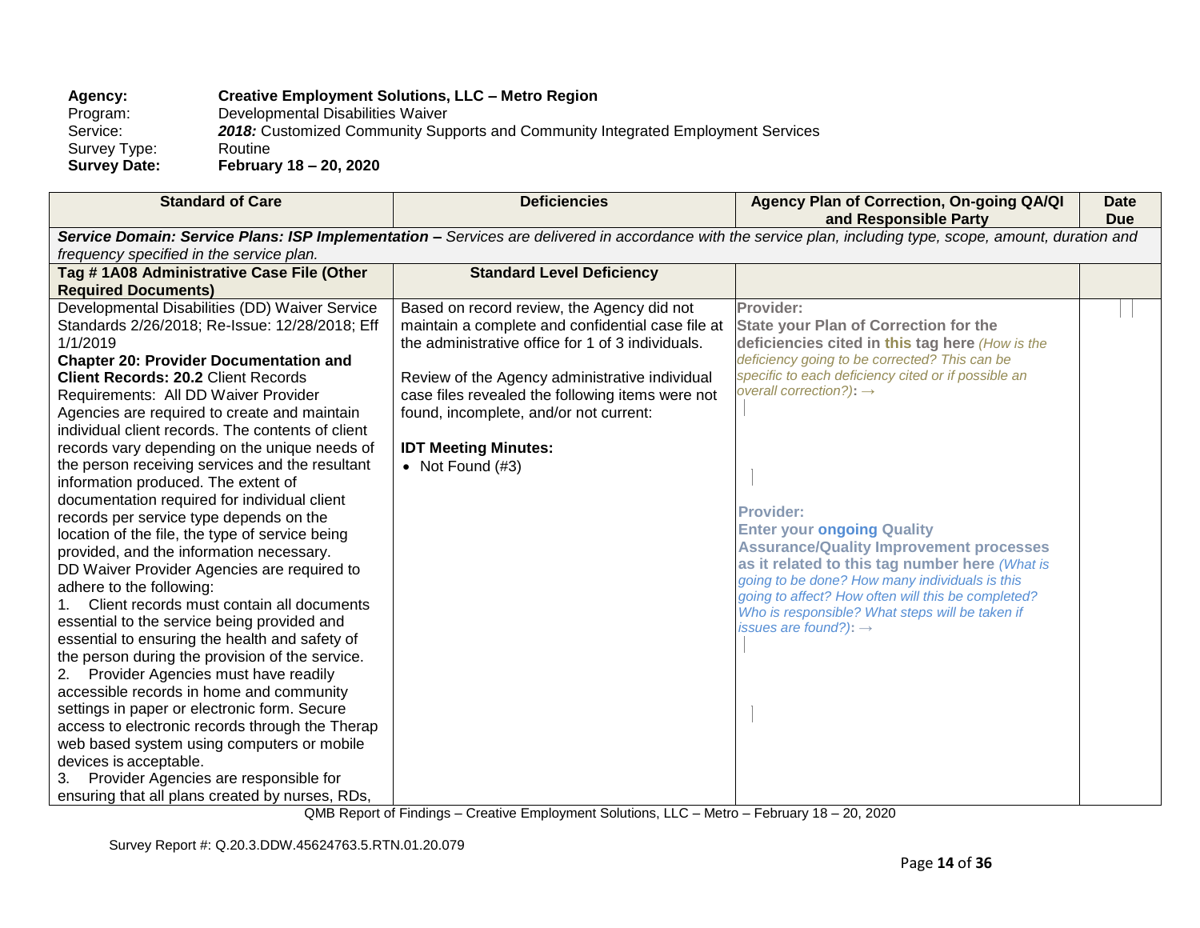**Agency:** **Creative Employment Solutions, LLC – Metro Region**
Program: Developmental Disabilities Waiver
Service: ***2018:*** Customized Community Supports and Community Integrated Employment Services
Survey Type: Routine
**Survey Date:** **February 18 – 20, 2020**

| Standard of Care | Deficiencies | Agency Plan of Correction, On-going QA/QI and Responsible Party | Date Due |
|---|---|---|---|
| ***Service Domain: Service Plans: ISP Implementation –*** *Services are delivered in accordance with the service plan, including type, scope, amount, duration and frequency specified in the service plan.* | | | |
| **Tag # 1A08 Administrative Case File (Other Required Documents)** | **Standard Level Deficiency** | | |
| Developmental Disabilities (DD) Waiver Service Standards 2/26/2018; Re-Issue: 12/28/2018; Eff 1/1/2019<br>**Chapter 20: Provider Documentation and Client Records: 20.2** Client Records Requirements: All DD Waiver Provider Agencies are required to create and maintain individual client records. The contents of client records vary depending on the unique needs of the person receiving services and the resultant information produced. The extent of documentation required for individual client records per service type depends on the location of the file, the type of service being provided, and the information necessary.<br>DD Waiver Provider Agencies are required to adhere to the following:<br>1. Client records must contain all documents essential to the service being provided and essential to ensuring the health and safety of the person during the provision of the service.<br>2. Provider Agencies must have readily accessible records in home and community settings in paper or electronic form. Secure access to electronic records through the Therap web based system using computers or mobile devices is acceptable.<br>3. Provider Agencies are responsible for ensuring that all plans created by nurses, RDs, | Based on record review, the Agency did not maintain a complete and confidential case file at the administrative office for 1 of 3 individuals.<br><br>Review of the Agency administrative individual case files revealed the following items were not found, incomplete, and/or not current:<br><br>**IDT Meeting Minutes:**<br>• Not Found (#3) | **Provider:**<br>**State your Plan of Correction for the deficiencies cited in this tag here** *(How is the deficiency going to be corrected? This can be specific to each deficiency cited or if possible an overall correction?)*: →<br><br>**Provider:**<br>**Enter your ongoing Quality Assurance/Quality Improvement processes as it related to this tag number here** *(What is going to be done? How many individuals is this going to affect? How often will this be completed? Who is responsible? What steps will be taken if issues are found?)*: → | |

QMB Report of Findings – Creative Employment Solutions, LLC – Metro – February 18 – 20, 2020

Survey Report #: Q.20.3.DDW.45624763.5.RTN.01.20.079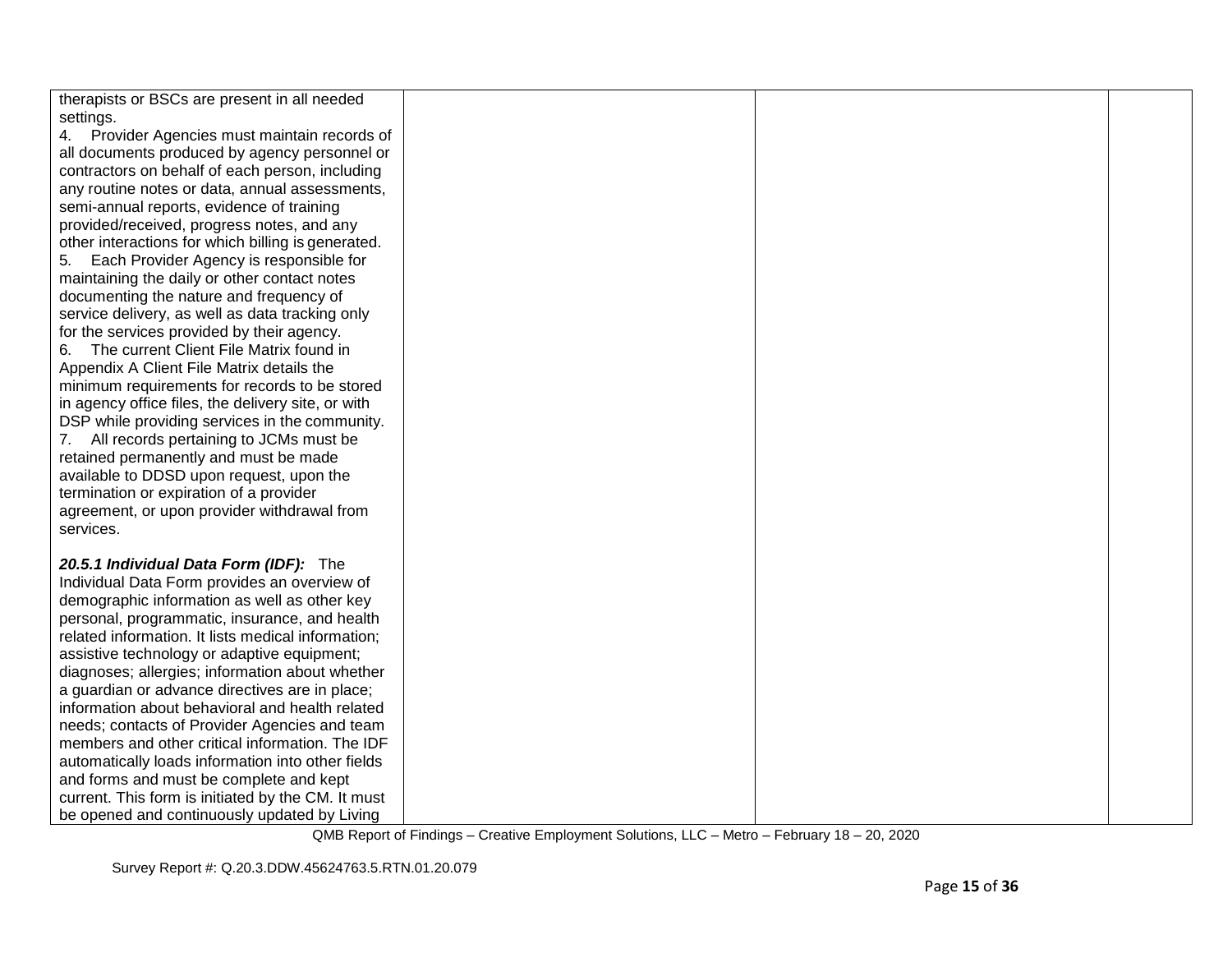| | | | |
|---|---|---|---|
| therapists or BSCs are present in all needed settings.<br>4. Provider Agencies must maintain records of all documents produced by agency personnel or contractors on behalf of each person, including any routine notes or data, annual assessments, semi-annual reports, evidence of training provided/received, progress notes, and any other interactions for which billing is generated.<br>5. Each Provider Agency is responsible for maintaining the daily or other contact notes documenting the nature and frequency of service delivery, as well as data tracking only for the services provided by their agency.<br>6. The current Client File Matrix found in Appendix A Client File Matrix details the minimum requirements for records to be stored in agency office files, the delivery site, or with DSP while providing services in the community.<br>7. All records pertaining to JCMs must be retained permanently and must be made available to DDSD upon request, upon the termination or expiration of a provider agreement, or upon provider withdrawal from services.<br><br>***20.5.1 Individual Data Form (IDF):*** The Individual Data Form provides an overview of demographic information as well as other key personal, programmatic, insurance, and health related information. It lists medical information; assistive technology or adaptive equipment; diagnoses; allergies; information about whether a guardian or advance directives are in place; information about behavioral and health related needs; contacts of Provider Agencies and team members and other critical information. The IDF automatically loads information into other fields and forms and must be complete and kept current. This form is initiated by the CM. It must be opened and continuously updated by Living | | | |

QMB Report of Findings – Creative Employment Solutions, LLC – Metro – February 18 – 20, 2020

Survey Report #: Q.20.3.DDW.45624763.5.RTN.01.20.079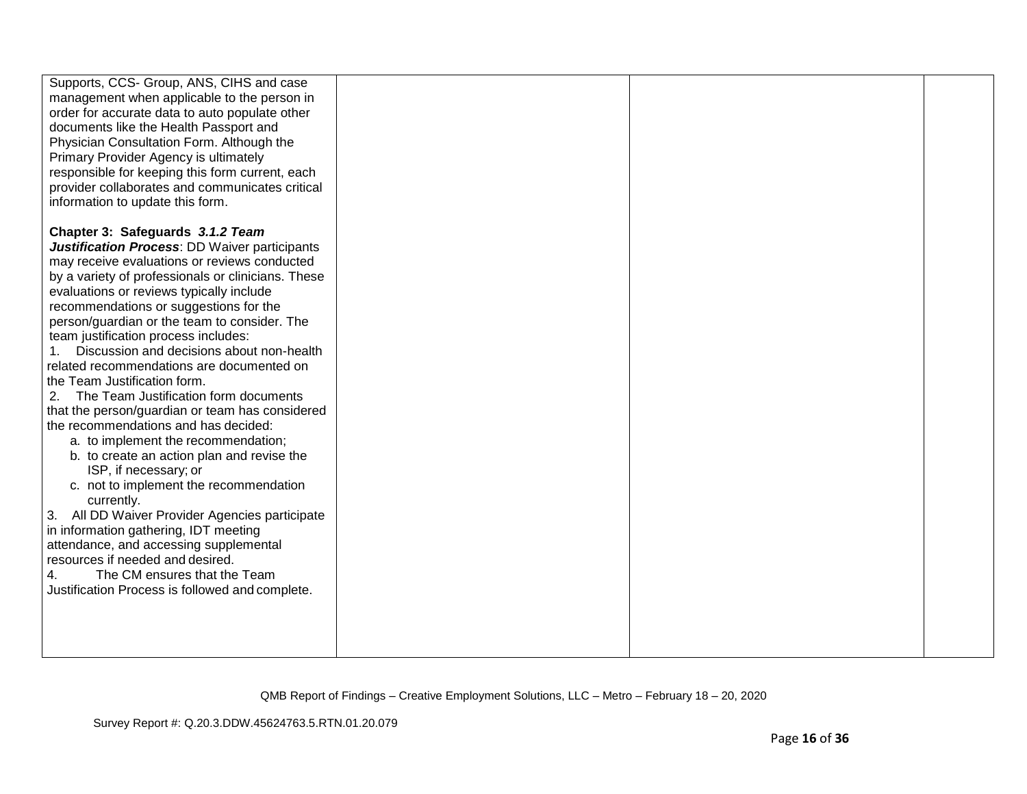| | | | |
|---|---|---|---|
| Supports, CCS- Group, ANS, CIHS and case management when applicable to the person in order for accurate data to auto populate other documents like the Health Passport and Physician Consultation Form. Although the Primary Provider Agency is ultimately responsible for keeping this form current, each provider collaborates and communicates critical information to update this form.<br><br>**Chapter 3: Safeguards** ***3.1.2 Team Justification Process***: DD Waiver participants may receive evaluations or reviews conducted by a variety of professionals or clinicians. These evaluations or reviews typically include recommendations or suggestions for the person/guardian or the team to consider. The team justification process includes:<br>1. Discussion and decisions about non-health related recommendations are documented on the Team Justification form.<br>2. The Team Justification form documents that the person/guardian or team has considered the recommendations and has decided:<br>a. to implement the recommendation;<br>b. to create an action plan and revise the ISP, if necessary; or<br>c. not to implement the recommendation currently.<br>3. All DD Waiver Provider Agencies participate in information gathering, IDT meeting attendance, and accessing supplemental resources if needed and desired.<br>4. The CM ensures that the Team Justification Process is followed and complete. | | | |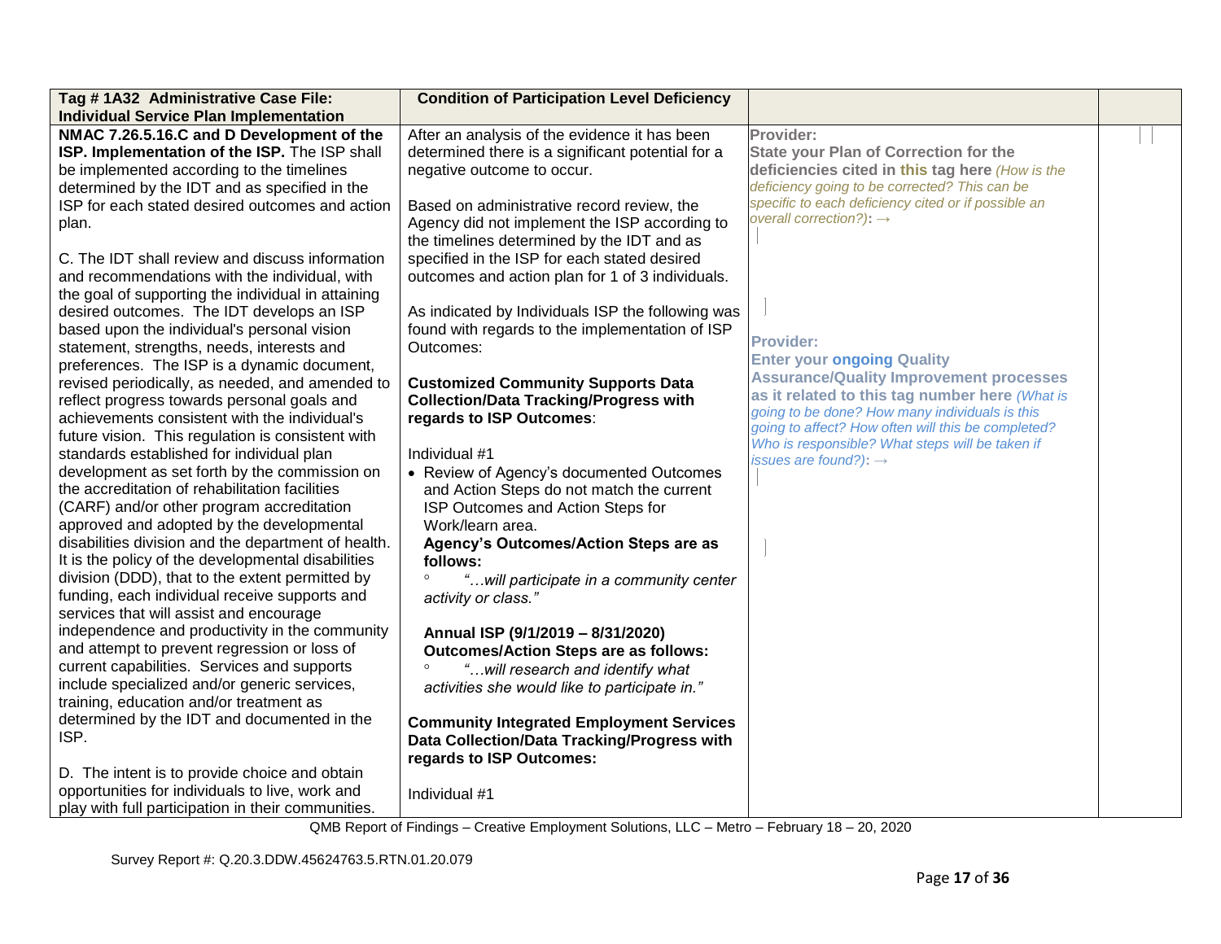| Tag # 1A32 Administrative Case File: Individual Service Plan Implementation | Condition of Participation Level Deficiency | | |
|---|---|---|---|
| **NMAC 7.26.5.16.C and D Development of the ISP. Implementation of the ISP.** The ISP shall be implemented according to the timelines determined by the IDT and as specified in the ISP for each stated desired outcomes and action plan.<br><br>C. The IDT shall review and discuss information and recommendations with the individual, with the goal of supporting the individual in attaining desired outcomes. The IDT develops an ISP based upon the individual's personal vision statement, strengths, needs, interests and preferences. The ISP is a dynamic document, revised periodically, as needed, and amended to reflect progress towards personal goals and achievements consistent with the individual's future vision. This regulation is consistent with standards established for individual plan development as set forth by the commission on the accreditation of rehabilitation facilities (CARF) and/or other program accreditation approved and adopted by the developmental disabilities division and the department of health. It is the policy of the developmental disabilities division (DDD), that to the extent permitted by funding, each individual receive supports and services that will assist and encourage independence and productivity in the community and attempt to prevent regression or loss of current capabilities. Services and supports include specialized and/or generic services, training, education and/or treatment as determined by the IDT and documented in the ISP.<br><br>D. The intent is to provide choice and obtain opportunities for individuals to live, work and play with full participation in their communities. | After an analysis of the evidence it has been determined there is a significant potential for a negative outcome to occur.<br><br>Based on administrative record review, the Agency did not implement the ISP according to the timelines determined by the IDT and as specified in the ISP for each stated desired outcomes and action plan for 1 of 3 individuals.<br><br>As indicated by Individuals ISP the following was found with regards to the implementation of ISP Outcomes:<br><br>**Customized Community Supports Data Collection/Data Tracking/Progress with regards to ISP Outcomes**:<br><br>Individual #1<br>• Review of Agency's documented Outcomes and Action Steps do not match the current ISP Outcomes and Action Steps for Work/learn area.<br>**Agency's Outcomes/Action Steps are as follows:**<br>◦ *"…will participate in a community center activity or class."*<br><br>**Annual ISP (9/1/2019 – 8/31/2020) Outcomes/Action Steps are as follows:**<br>◦ *"…will research and identify what activities she would like to participate in."*<br><br>**Community Integrated Employment Services Data Collection/Data Tracking/Progress with regards to ISP Outcomes:**<br><br>Individual #1 | **Provider:**<br>**State your Plan of Correction for the deficiencies cited in this tag here** *(How is the deficiency going to be corrected? This can be specific to each deficiency cited or if possible an overall correction?)*: →<br><br>**Provider:**<br>**Enter your ongoing Quality Assurance/Quality Improvement processes as it related to this tag number here** *(What is going to be done? How many individuals is this going to affect? How often will this be completed? Who is responsible? What steps will be taken if issues are found?)*: → | |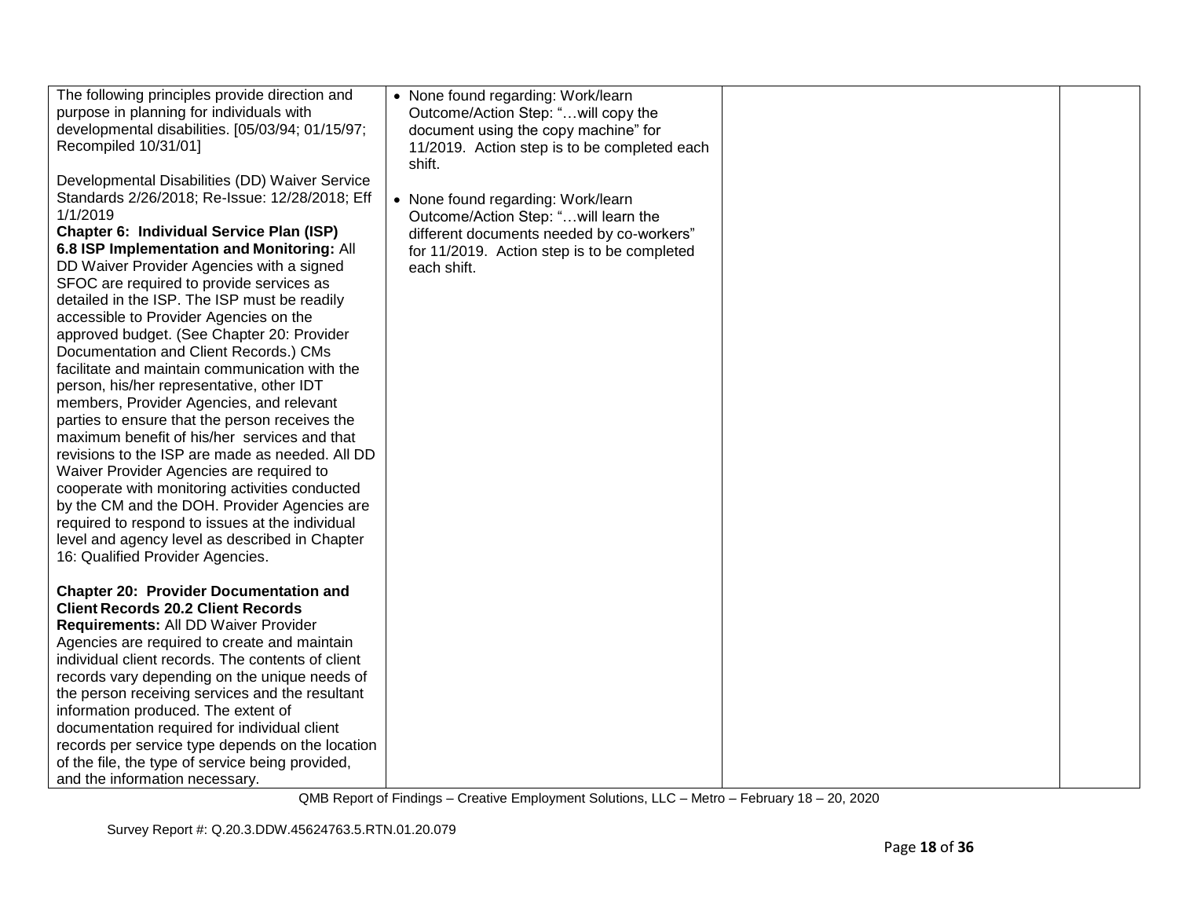| | | | |
|---|---|---|---|
| The following principles provide direction and purpose in planning for individuals with developmental disabilities. [05/03/94; 01/15/97; Recompiled 10/31/01]<br><br>Developmental Disabilities (DD) Waiver Service Standards 2/26/2018; Re-Issue: 12/28/2018; Eff 1/1/2019<br>**Chapter 6: Individual Service Plan (ISP)**<br>**6.8 ISP Implementation and Monitoring:** All DD Waiver Provider Agencies with a signed SFOC are required to provide services as detailed in the ISP. The ISP must be readily accessible to Provider Agencies on the approved budget. (See Chapter 20: Provider Documentation and Client Records.) CMs facilitate and maintain communication with the person, his/her representative, other IDT members, Provider Agencies, and relevant parties to ensure that the person receives the maximum benefit of his/her services and that revisions to the ISP are made as needed. All DD Waiver Provider Agencies are required to cooperate with monitoring activities conducted by the CM and the DOH. Provider Agencies are required to respond to issues at the individual level and agency level as described in Chapter 16: Qualified Provider Agencies.<br><br>**Chapter 20: Provider Documentation and Client Records 20.2 Client Records Requirements:** All DD Waiver Provider Agencies are required to create and maintain individual client records. The contents of client records vary depending on the unique needs of the person receiving services and the resultant information produced. The extent of documentation required for individual client records per service type depends on the location of the file, the type of service being provided, and the information necessary. | • None found regarding: Work/learn Outcome/Action Step: "…will copy the document using the copy machine" for 11/2019. Action step is to be completed each shift.<br><br>• None found regarding: Work/learn Outcome/Action Step: "…will learn the different documents needed by co-workers" for 11/2019. Action step is to be completed each shift. | | |

QMB Report of Findings – Creative Employment Solutions, LLC – Metro – February 18 – 20, 2020

Survey Report #: Q.20.3.DDW.45624763.5.RTN.01.20.079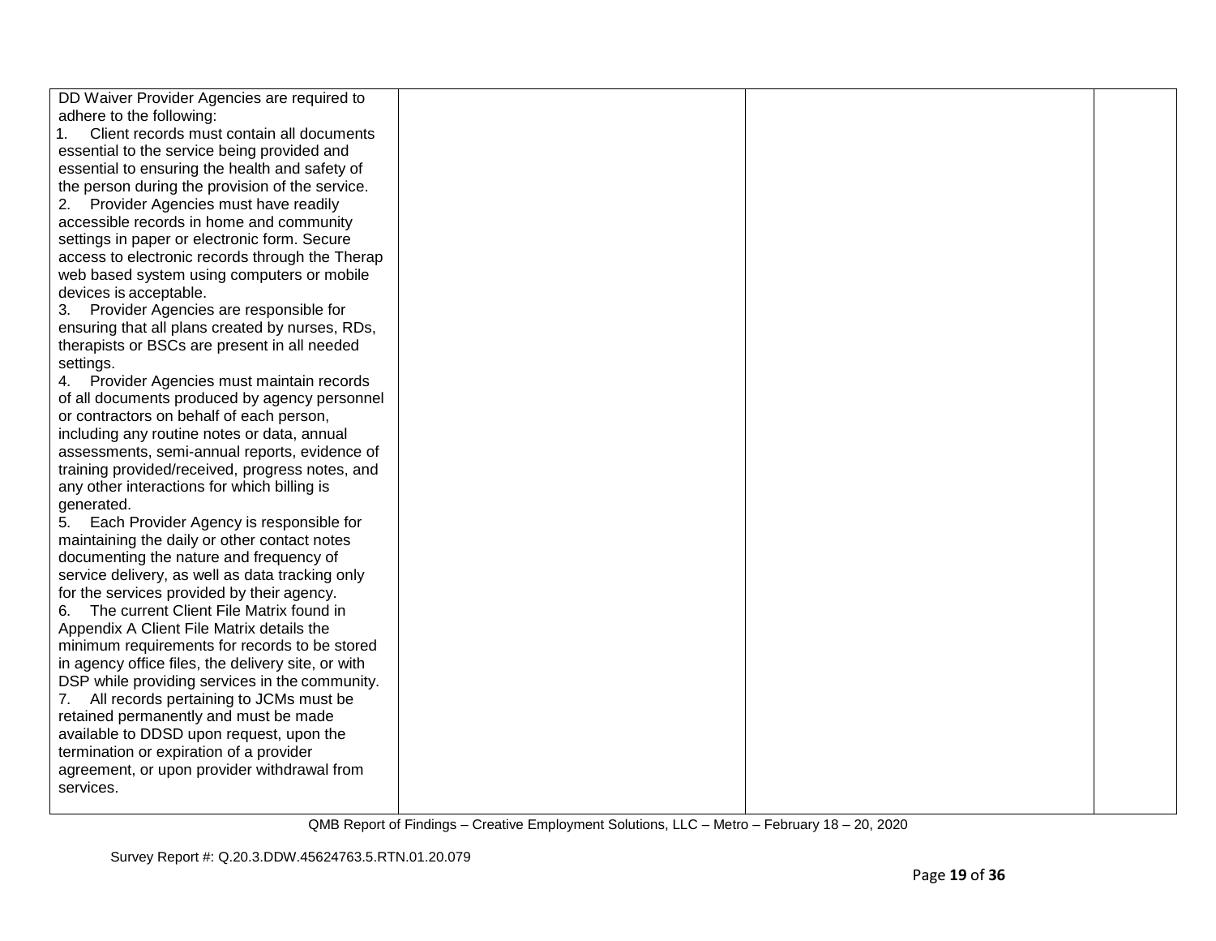| | | | |
|---|---|---|---|
| DD Waiver Provider Agencies are required to adhere to the following:<br>1. Client records must contain all documents essential to the service being provided and essential to ensuring the health and safety of the person during the provision of the service.<br>2. Provider Agencies must have readily accessible records in home and community settings in paper or electronic form. Secure access to electronic records through the Therap web based system using computers or mobile devices is acceptable.<br>3. Provider Agencies are responsible for ensuring that all plans created by nurses, RDs, therapists or BSCs are present in all needed settings.<br>4. Provider Agencies must maintain records of all documents produced by agency personnel or contractors on behalf of each person, including any routine notes or data, annual assessments, semi-annual reports, evidence of training provided/received, progress notes, and any other interactions for which billing is generated.<br>5. Each Provider Agency is responsible for maintaining the daily or other contact notes documenting the nature and frequency of service delivery, as well as data tracking only for the services provided by their agency.<br>6. The current Client File Matrix found in Appendix A Client File Matrix details the minimum requirements for records to be stored in agency office files, the delivery site, or with DSP while providing services in the community.<br>7. All records pertaining to JCMs must be retained permanently and must be made available to DDSD upon request, upon the termination or expiration of a provider agreement, or upon provider withdrawal from services. | | | |

QMB Report of Findings – Creative Employment Solutions, LLC – Metro – February 18 – 20, 2020

Survey Report #: Q.20.3.DDW.45624763.5.RTN.01.20.079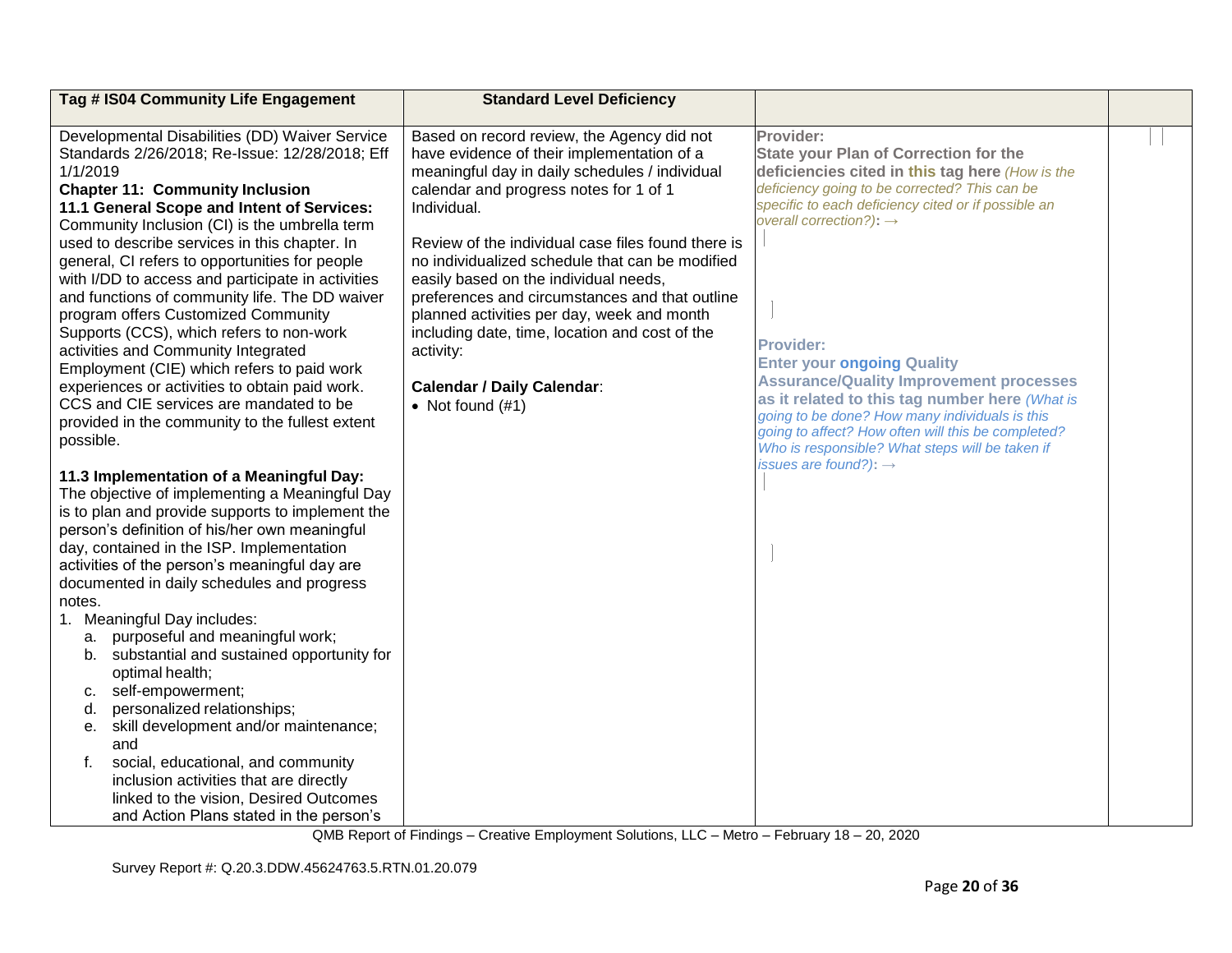| Tag # IS04 Community Life Engagement | Standard Level Deficiency | | |
|---|---|---|---|
| Developmental Disabilities (DD) Waiver Service Standards 2/26/2018; Re-Issue: 12/28/2018; Eff 1/1/2019<br>**Chapter 11: Community Inclusion**<br>**11.1 General Scope and Intent of Services:** Community Inclusion (CI) is the umbrella term used to describe services in this chapter. In general, CI refers to opportunities for people with I/DD to access and participate in activities and functions of community life. The DD waiver program offers Customized Community Supports (CCS), which refers to non-work activities and Community Integrated Employment (CIE) which refers to paid work experiences or activities to obtain paid work. CCS and CIE services are mandated to be provided in the community to the fullest extent possible.<br><br>**11.3 Implementation of a Meaningful Day:** The objective of implementing a Meaningful Day is to plan and provide supports to implement the person's definition of his/her own meaningful day, contained in the ISP. Implementation activities of the person's meaningful day are documented in daily schedules and progress notes.<br>1. Meaningful Day includes:<br>a. purposeful and meaningful work;<br>b. substantial and sustained opportunity for optimal health;<br>c. self-empowerment;<br>d. personalized relationships;<br>e. skill development and/or maintenance; and<br>f. social, educational, and community inclusion activities that are directly linked to the vision, Desired Outcomes and Action Plans stated in the person's | Based on record review, the Agency did not have evidence of their implementation of a meaningful day in daily schedules / individual calendar and progress notes for 1 of 1 Individual.<br><br>Review of the individual case files found there is no individualized schedule that can be modified easily based on the individual needs, preferences and circumstances and that outline planned activities per day, week and month including date, time, location and cost of the activity:<br><br>**Calendar / Daily Calendar**:<br>• Not found (#1) | **Provider:**<br>**State your Plan of Correction for the deficiencies cited in this tag here** *(How is the deficiency going to be corrected? This can be specific to each deficiency cited or if possible an overall correction?)*: →<br><br>**Provider:**<br>**Enter your ongoing Quality Assurance/Quality Improvement processes as it related to this tag number here** *(What is going to be done? How many individuals is this going to affect? How often will this be completed? Who is responsible? What steps will be taken if issues are found?)*: → | |

QMB Report of Findings – Creative Employment Solutions, LLC – Metro – February 18 – 20, 2020

Survey Report #: Q.20.3.DDW.45624763.5.RTN.01.20.079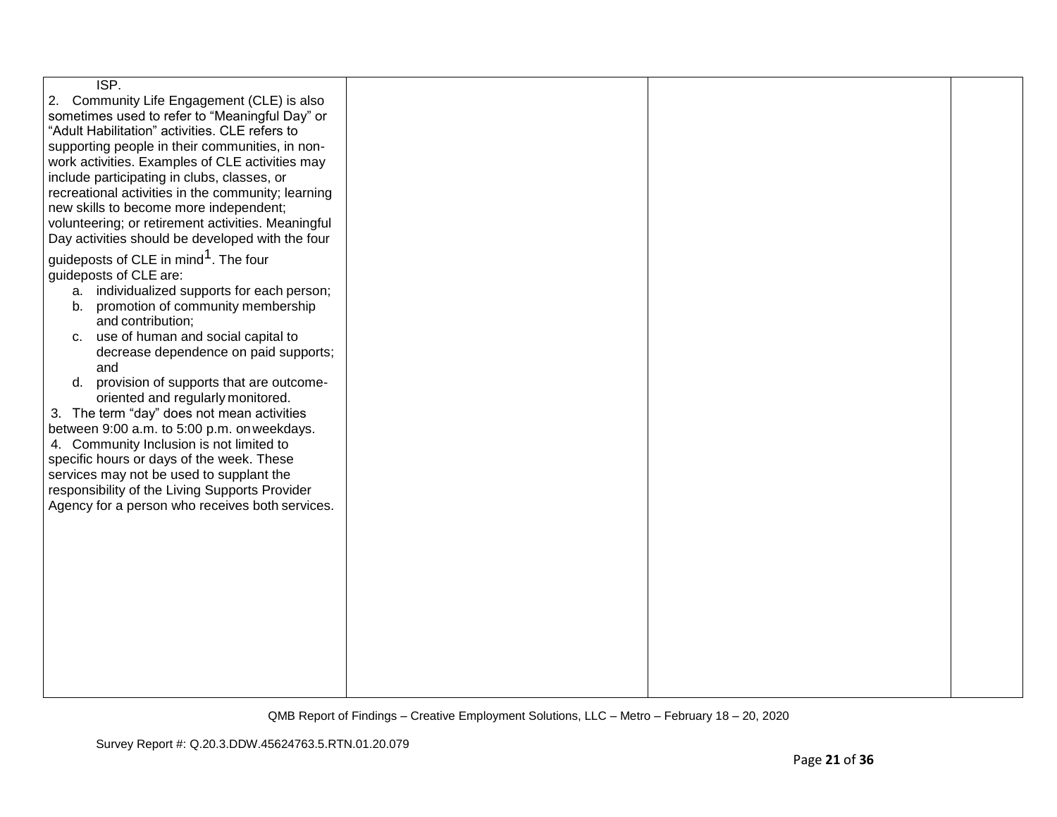| | | | |
|---|---|---|---|
| ISP.<br>2. Community Life Engagement (CLE) is also sometimes used to refer to "Meaningful Day" or "Adult Habilitation" activities. CLE refers to supporting people in their communities, in non-work activities. Examples of CLE activities may include participating in clubs, classes, or recreational activities in the community; learning new skills to become more independent; volunteering; or retirement activities. Meaningful Day activities should be developed with the four guideposts of CLE in mind[1]. The four guideposts of CLE are:<br>a. individualized supports for each person;<br>b. promotion of community membership and contribution;<br>c. use of human and social capital to decrease dependence on paid supports; and<br>d. provision of supports that are outcome-oriented and regularly monitored.<br>3. The term "day" does not mean activities between 9:00 a.m. to 5:00 p.m. on weekdays.<br>4. Community Inclusion is not limited to specific hours or days of the week. These services may not be used to supplant the responsibility of the Living Supports Provider Agency for a person who receives both services. | | | |

QMB Report of Findings – Creative Employment Solutions, LLC – Metro – February 18 – 20, 2020

Survey Report #: Q.20.3.DDW.45624763.5.RTN.01.20.079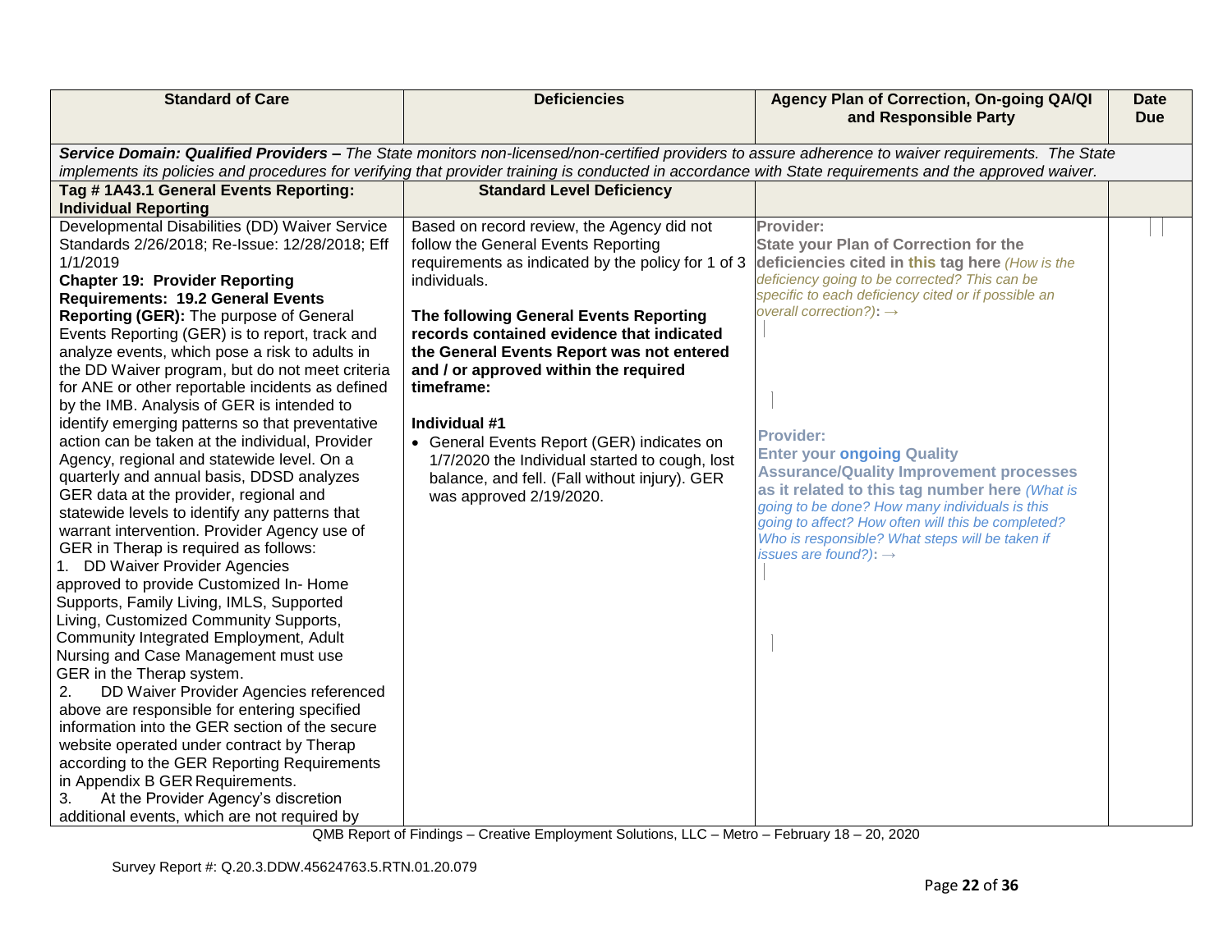| Standard of Care | Deficiencies | Agency Plan of Correction, On-going QA/QI and Responsible Party | Date Due |
|---|---|---|---|
| ***Service Domain: Qualified Providers –*** *The State monitors non-licensed/non-certified providers to assure adherence to waiver requirements. The State implements its policies and procedures for verifying that provider training is conducted in accordance with State requirements and the approved waiver.* | | | |
| **Tag # 1A43.1 General Events Reporting: Individual Reporting** | **Standard Level Deficiency** | | |
| Developmental Disabilities (DD) Waiver Service Standards 2/26/2018; Re-Issue: 12/28/2018; Eff 1/1/2019<br>**Chapter 19: Provider Reporting Requirements: 19.2 General Events Reporting (GER):** The purpose of General Events Reporting (GER) is to report, track and analyze events, which pose a risk to adults in the DD Waiver program, but do not meet criteria for ANE or other reportable incidents as defined by the IMB. Analysis of GER is intended to identify emerging patterns so that preventative action can be taken at the individual, Provider Agency, regional and statewide level. On a quarterly and annual basis, DDSD analyzes GER data at the provider, regional and statewide levels to identify any patterns that warrant intervention. Provider Agency use of GER in Therap is required as follows:<br>1. DD Waiver Provider Agencies approved to provide Customized In- Home Supports, Family Living, IMLS, Supported Living, Customized Community Supports, Community Integrated Employment, Adult Nursing and Case Management must use GER in the Therap system.<br>2. DD Waiver Provider Agencies referenced above are responsible for entering specified information into the GER section of the secure website operated under contract by Therap according to the GER Reporting Requirements in Appendix B GER Requirements.<br>3. At the Provider Agency's discretion additional events, which are not required by | Based on record review, the Agency did not follow the General Events Reporting requirements as indicated by the policy for 1 of 3 individuals.<br><br>**The following General Events Reporting records contained evidence that indicated the General Events Report was not entered and / or approved within the required timeframe:**<br><br>**Individual #1**<br>• General Events Report (GER) indicates on 1/7/2020 the Individual started to cough, lost balance, and fell. (Fall without injury). GER was approved 2/19/2020. | **Provider:**<br>**State your Plan of Correction for the deficiencies cited in this tag here** *(How is the deficiency going to be corrected? This can be specific to each deficiency cited or if possible an overall correction?)*: →<br><br>**Provider:**<br>**Enter your ongoing Quality Assurance/Quality Improvement processes as it related to this tag number here** *(What is going to be done? How many individuals is this going to affect? How often will this be completed? Who is responsible? What steps will be taken if issues are found?)*: → | |

QMB Report of Findings – Creative Employment Solutions, LLC – Metro – February 18 – 20, 2020

Survey Report #: Q.20.3.DDW.45624763.5.RTN.01.20.079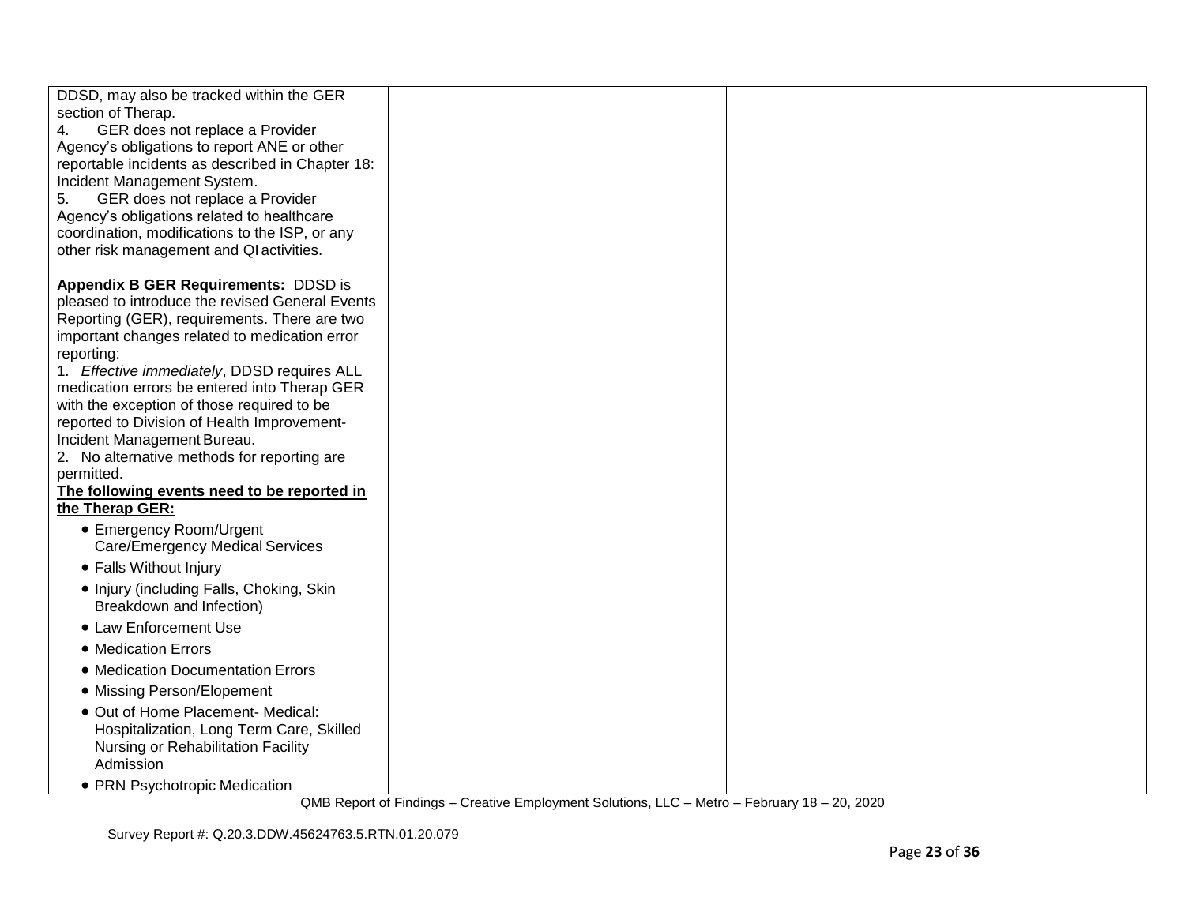| | | | |
|---|---|---|---|
| DDSD, may also be tracked within the GER section of Therap.<br>4. GER does not replace a Provider Agency's obligations to report ANE or other reportable incidents as described in Chapter 18: Incident Management System.<br>5. GER does not replace a Provider Agency's obligations related to healthcare coordination, modifications to the ISP, or any other risk management and QI activities.<br><br>**Appendix B GER Requirements:** DDSD is pleased to introduce the revised General Events Reporting (GER), requirements. There are two important changes related to medication error reporting:<br>1. *Effective immediately*, DDSD requires ALL medication errors be entered into Therap GER with the exception of those required to be reported to Division of Health Improvement-Incident Management Bureau.<br>2. No alternative methods for reporting are permitted.<br>**The following events need to be reported in the Therap GER:**<br>• Emergency Room/Urgent Care/Emergency Medical Services<br>• Falls Without Injury<br>• Injury (including Falls, Choking, Skin Breakdown and Infection)<br>• Law Enforcement Use<br>• Medication Errors<br>• Medication Documentation Errors<br>• Missing Person/Elopement<br>• Out of Home Placement- Medical: Hospitalization, Long Term Care, Skilled Nursing or Rehabilitation Facility Admission<br>• PRN Psychotropic Medication | | | |

QMB Report of Findings – Creative Employment Solutions, LLC – Metro – February 18 – 20, 2020

Survey Report #: Q.20.3.DDW.45624763.5.RTN.01.20.079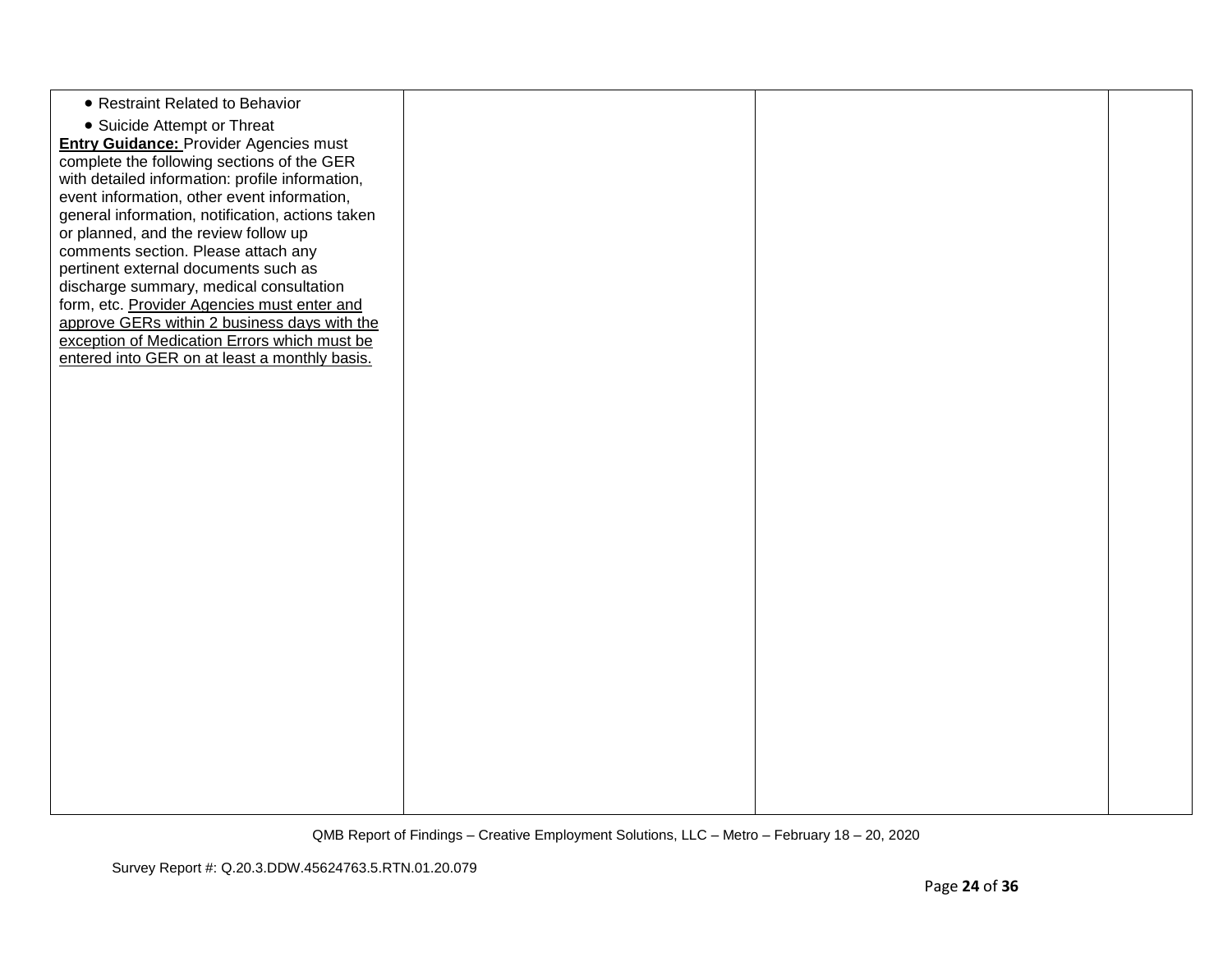| | | | |
|---|---|---|---|
| • Restraint Related to Behavior<br>• Suicide Attempt or Threat<br>**Entry Guidance:** Provider Agencies must complete the following sections of the GER with detailed information: profile information, event information, other event information, general information, notification, actions taken or planned, and the review follow up comments section. Please attach any pertinent external documents such as discharge summary, medical consultation form, etc. Provider Agencies must enter and approve GERs within 2 business days with the exception of Medication Errors which must be entered into GER on at least a monthly basis. | | | |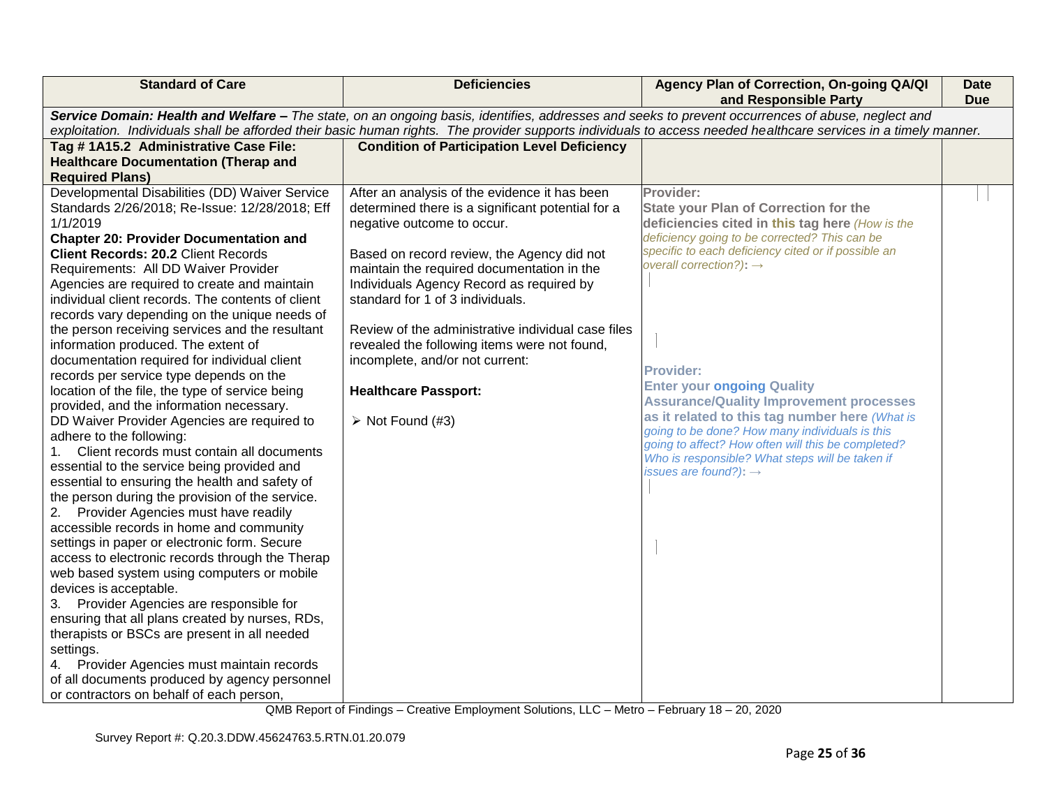| Standard of Care | Deficiencies | Agency Plan of Correction, On-going QA/QI and Responsible Party | Date Due |
|---|---|---|---|
| ***Service Domain: Health and Welfare –*** *The state, on an ongoing basis, identifies, addresses and seeks to prevent occurrences of abuse, neglect and exploitation. Individuals shall be afforded their basic human rights. The provider supports individuals to access needed healthcare services in a timely manner.* | | | |
| **Tag # 1A15.2 Administrative Case File: Healthcare Documentation (Therap and Required Plans)** | **Condition of Participation Level Deficiency** | | |
| Developmental Disabilities (DD) Waiver Service Standards 2/26/2018; Re-Issue: 12/28/2018; Eff 1/1/2019<br>**Chapter 20: Provider Documentation and Client Records: 20.2** Client Records Requirements: All DD Waiver Provider Agencies are required to create and maintain individual client records. The contents of client records vary depending on the unique needs of the person receiving services and the resultant information produced. The extent of documentation required for individual client records per service type depends on the location of the file, the type of service being provided, and the information necessary.<br>DD Waiver Provider Agencies are required to adhere to the following:<br>1. Client records must contain all documents essential to the service being provided and essential to ensuring the health and safety of the person during the provision of the service.<br>2. Provider Agencies must have readily accessible records in home and community settings in paper or electronic form. Secure access to electronic records through the Therap web based system using computers or mobile devices is acceptable.<br>3. Provider Agencies are responsible for ensuring that all plans created by nurses, RDs, therapists or BSCs are present in all needed settings.<br>4. Provider Agencies must maintain records of all documents produced by agency personnel or contractors on behalf of each person, | After an analysis of the evidence it has been determined there is a significant potential for a negative outcome to occur.<br><br>Based on record review, the Agency did not maintain the required documentation in the Individuals Agency Record as required by standard for 1 of 3 individuals.<br><br>Review of the administrative individual case files revealed the following items were not found, incomplete, and/or not current:<br><br>**Healthcare Passport:**<br><br>➢ Not Found (#3) | **Provider:**<br>**State your Plan of Correction for the deficiencies cited in this tag here** *(How is the deficiency going to be corrected? This can be specific to each deficiency cited or if possible an overall correction?)*: →<br><br>**Provider:**<br>**Enter your ongoing Quality Assurance/Quality Improvement processes as it related to this tag number here** *(What is going to be done? How many individuals is this going to affect? How often will this be completed? Who is responsible? What steps will be taken if issues are found?)*: → | |

QMB Report of Findings – Creative Employment Solutions, LLC – Metro – February 18 – 20, 2020

Survey Report #: Q.20.3.DDW.45624763.5.RTN.01.20.079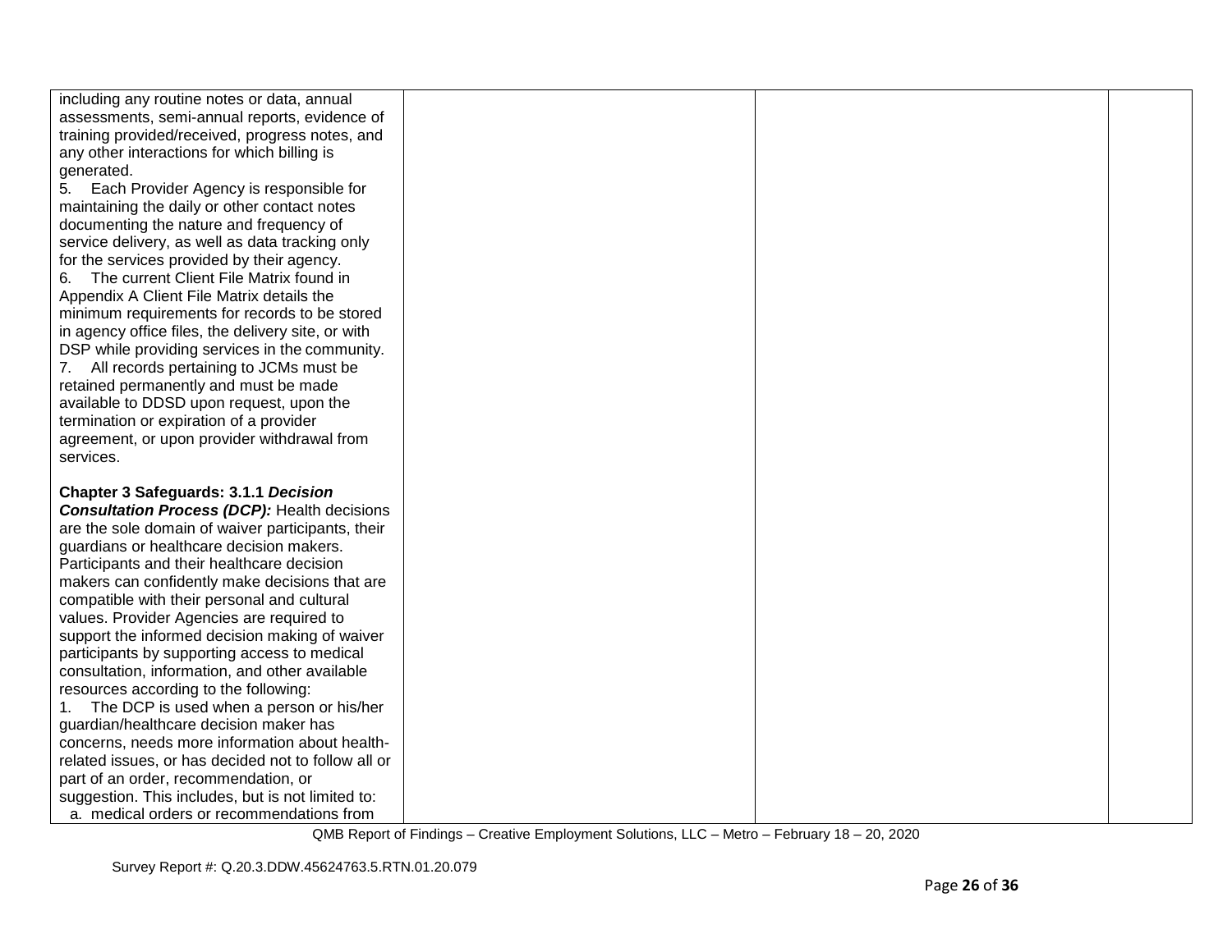| | | | |
|---|---|---|---|
| including any routine notes or data, annual assessments, semi-annual reports, evidence of training provided/received, progress notes, and any other interactions for which billing is generated.<br>5. Each Provider Agency is responsible for maintaining the daily or other contact notes documenting the nature and frequency of service delivery, as well as data tracking only for the services provided by their agency.<br>6. The current Client File Matrix found in Appendix A Client File Matrix details the minimum requirements for records to be stored in agency office files, the delivery site, or with DSP while providing services in the community.<br>7. All records pertaining to JCMs must be retained permanently and must be made available to DDSD upon request, upon the termination or expiration of a provider agreement, or upon provider withdrawal from services.<br><br>**Chapter 3 Safeguards: 3.1.1 *Decision Consultation Process (DCP):*** Health decisions are the sole domain of waiver participants, their guardians or healthcare decision makers. Participants and their healthcare decision makers can confidently make decisions that are compatible with their personal and cultural values. Provider Agencies are required to support the informed decision making of waiver participants by supporting access to medical consultation, information, and other available resources according to the following:<br>1. The DCP is used when a person or his/her guardian/healthcare decision maker has concerns, needs more information about health-related issues, or has decided not to follow all or part of an order, recommendation, or suggestion. This includes, but is not limited to:<br>a. medical orders or recommendations from | | | |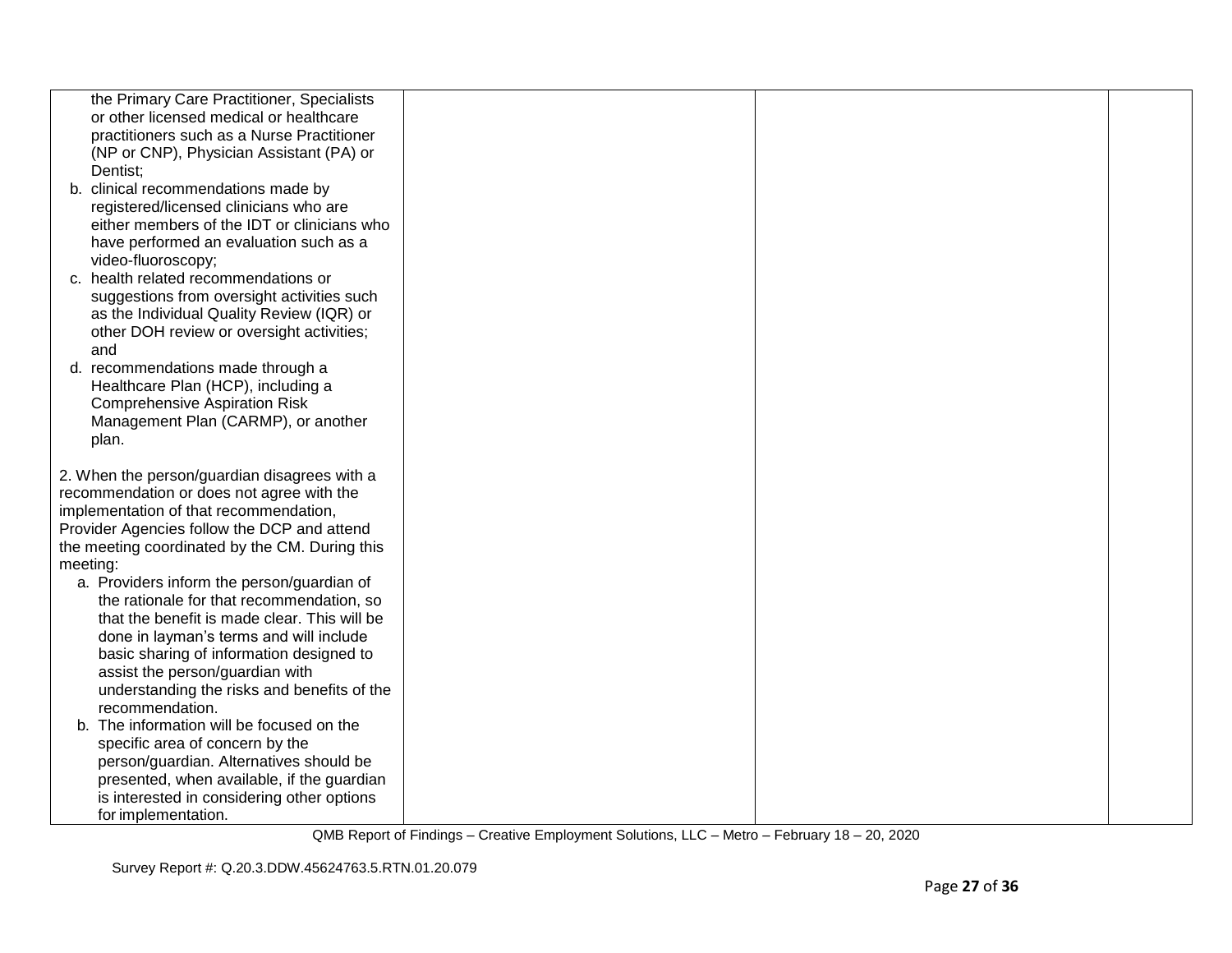| | | | |
|---|---|---|---|
| the Primary Care Practitioner, Specialists or other licensed medical or healthcare practitioners such as a Nurse Practitioner (NP or CNP), Physician Assistant (PA) or Dentist;<br>b. clinical recommendations made by registered/licensed clinicians who are either members of the IDT or clinicians who have performed an evaluation such as a video-fluoroscopy;<br>c. health related recommendations or suggestions from oversight activities such as the Individual Quality Review (IQR) or other DOH review or oversight activities; and<br>d. recommendations made through a Healthcare Plan (HCP), including a Comprehensive Aspiration Risk Management Plan (CARMP), or another plan.<br><br>2. When the person/guardian disagrees with a recommendation or does not agree with the implementation of that recommendation, Provider Agencies follow the DCP and attend the meeting coordinated by the CM. During this meeting:<br>a. Providers inform the person/guardian of the rationale for that recommendation, so that the benefit is made clear. This will be done in layman's terms and will include basic sharing of information designed to assist the person/guardian with understanding the risks and benefits of the recommendation.<br>b. The information will be focused on the specific area of concern by the person/guardian. Alternatives should be presented, when available, if the guardian is interested in considering other options for implementation. | | | |

QMB Report of Findings – Creative Employment Solutions, LLC – Metro – February 18 – 20, 2020

Survey Report #: Q.20.3.DDW.45624763.5.RTN.01.20.079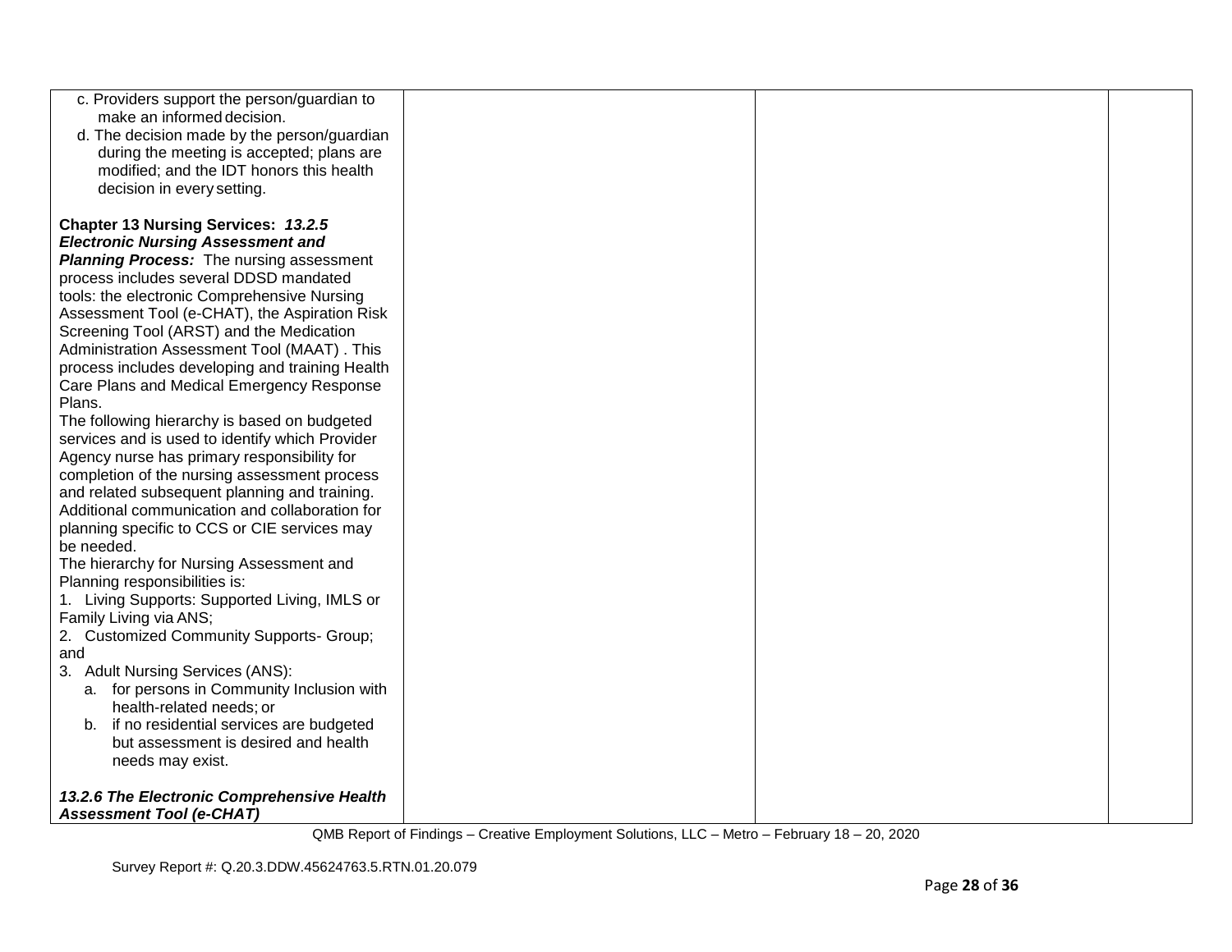| | | | |
|---|---|---|---|
| c. Providers support the person/guardian to make an informed decision.<br>d. The decision made by the person/guardian during the meeting is accepted; plans are modified; and the IDT honors this health decision in every setting.<br><br>**Chapter 13 Nursing Services:** ***13.2.5 Electronic Nursing Assessment and Planning Process:*** The nursing assessment process includes several DDSD mandated tools: the electronic Comprehensive Nursing Assessment Tool (e-CHAT), the Aspiration Risk Screening Tool (ARST) and the Medication Administration Assessment Tool (MAAT) . This process includes developing and training Health Care Plans and Medical Emergency Response Plans.<br>The following hierarchy is based on budgeted services and is used to identify which Provider Agency nurse has primary responsibility for completion of the nursing assessment process and related subsequent planning and training. Additional communication and collaboration for planning specific to CCS or CIE services may be needed.<br>The hierarchy for Nursing Assessment and Planning responsibilities is:<br>1. Living Supports: Supported Living, IMLS or Family Living via ANS;<br>2. Customized Community Supports- Group; and<br>3. Adult Nursing Services (ANS):<br>a. for persons in Community Inclusion with health-related needs; or<br>b. if no residential services are budgeted but assessment is desired and health needs may exist.<br><br>***13.2.6 The Electronic Comprehensive Health Assessment Tool (e-CHAT)*** | | | |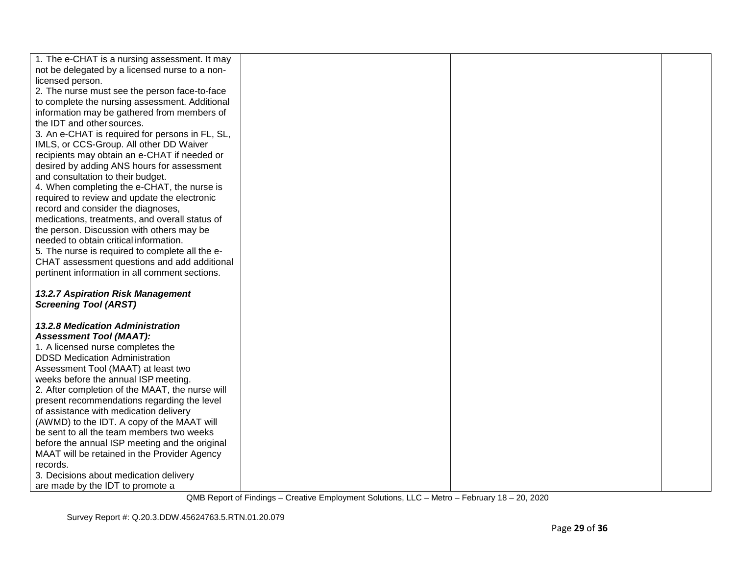| | | | |
|---|---|---|---|
| 1. The e-CHAT is a nursing assessment. It may not be delegated by a licensed nurse to a non-licensed person.<br>2. The nurse must see the person face-to-face to complete the nursing assessment. Additional information may be gathered from members of the IDT and other sources.<br>3. An e-CHAT is required for persons in FL, SL, IMLS, or CCS-Group. All other DD Waiver recipients may obtain an e-CHAT if needed or desired by adding ANS hours for assessment and consultation to their budget.<br>4. When completing the e-CHAT, the nurse is required to review and update the electronic record and consider the diagnoses, medications, treatments, and overall status of the person. Discussion with others may be needed to obtain critical information.<br>5. The nurse is required to complete all the e-CHAT assessment questions and add additional pertinent information in all comment sections.<br><br>***13.2.7 Aspiration Risk Management Screening Tool (ARST)***<br><br>***13.2.8 Medication Administration Assessment Tool (MAAT):***<br>1. A licensed nurse completes the DDSD Medication Administration Assessment Tool (MAAT) at least two weeks before the annual ISP meeting.<br>2. After completion of the MAAT, the nurse will present recommendations regarding the level of assistance with medication delivery (AWMD) to the IDT. A copy of the MAAT will be sent to all the team members two weeks before the annual ISP meeting and the original MAAT will be retained in the Provider Agency records.<br>3. Decisions about medication delivery are made by the IDT to promote a | | | |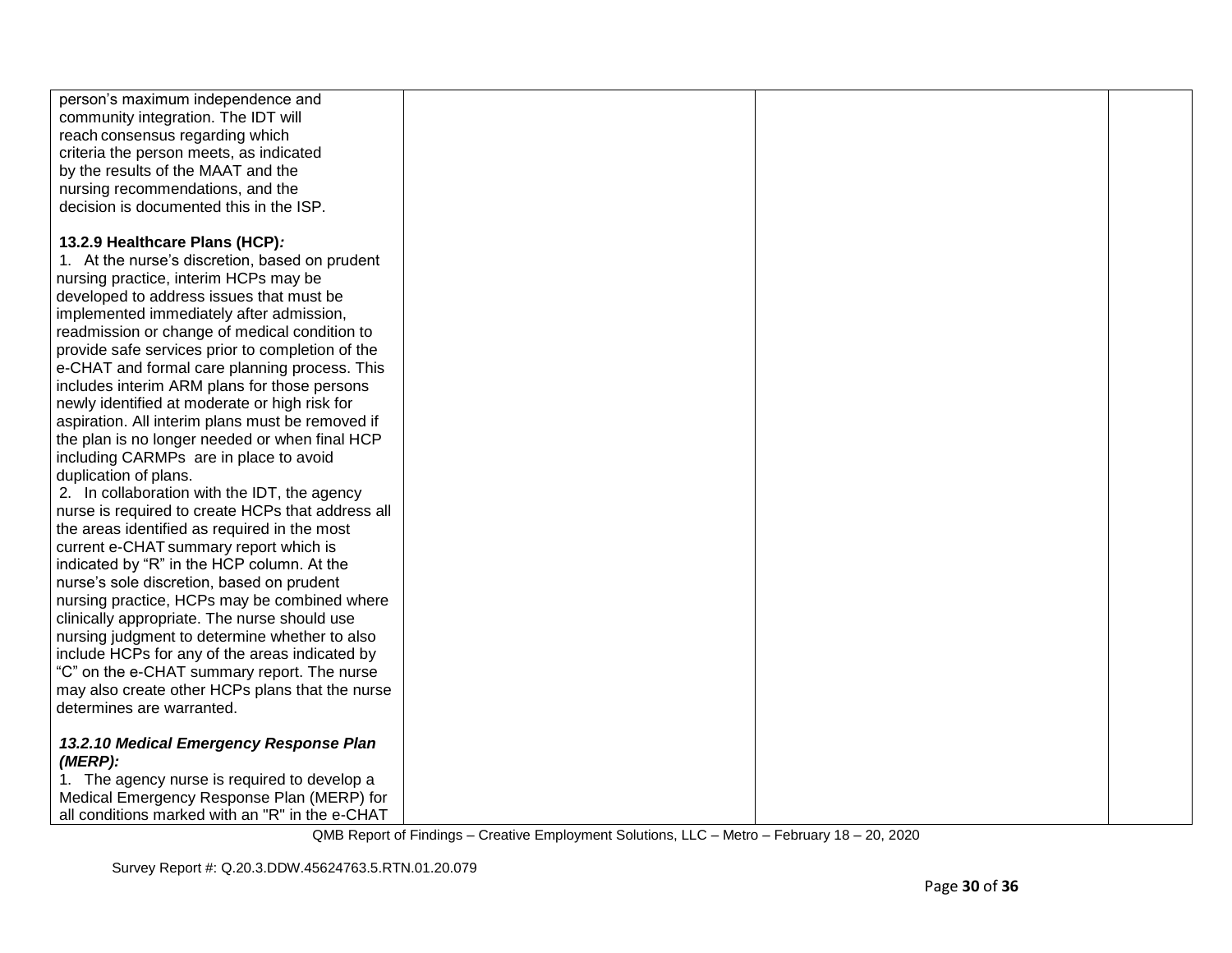| | | | |
|---|---|---|---|
| person's maximum independence and community integration. The IDT will reach consensus regarding which criteria the person meets, as indicated by the results of the MAAT and the nursing recommendations, and the decision is documented this in the ISP.<br><br>**13.2.9 Healthcare Plans (HCP)*:***<br>1. At the nurse's discretion, based on prudent nursing practice, interim HCPs may be developed to address issues that must be implemented immediately after admission, readmission or change of medical condition to provide safe services prior to completion of the e-CHAT and formal care planning process. This includes interim ARM plans for those persons newly identified at moderate or high risk for aspiration. All interim plans must be removed if the plan is no longer needed or when final HCP including CARMPs are in place to avoid duplication of plans.<br>2. In collaboration with the IDT, the agency nurse is required to create HCPs that address all the areas identified as required in the most current e-CHAT summary report which is indicated by "R" in the HCP column. At the nurse's sole discretion, based on prudent nursing practice, HCPs may be combined where clinically appropriate. The nurse should use nursing judgment to determine whether to also include HCPs for any of the areas indicated by "C" on the e-CHAT summary report. The nurse may also create other HCPs plans that the nurse determines are warranted.<br><br>***13.2.10 Medical Emergency Response Plan (MERP):***<br>1. The agency nurse is required to develop a Medical Emergency Response Plan (MERP) for all conditions marked with an "R" in the e-CHAT | | | |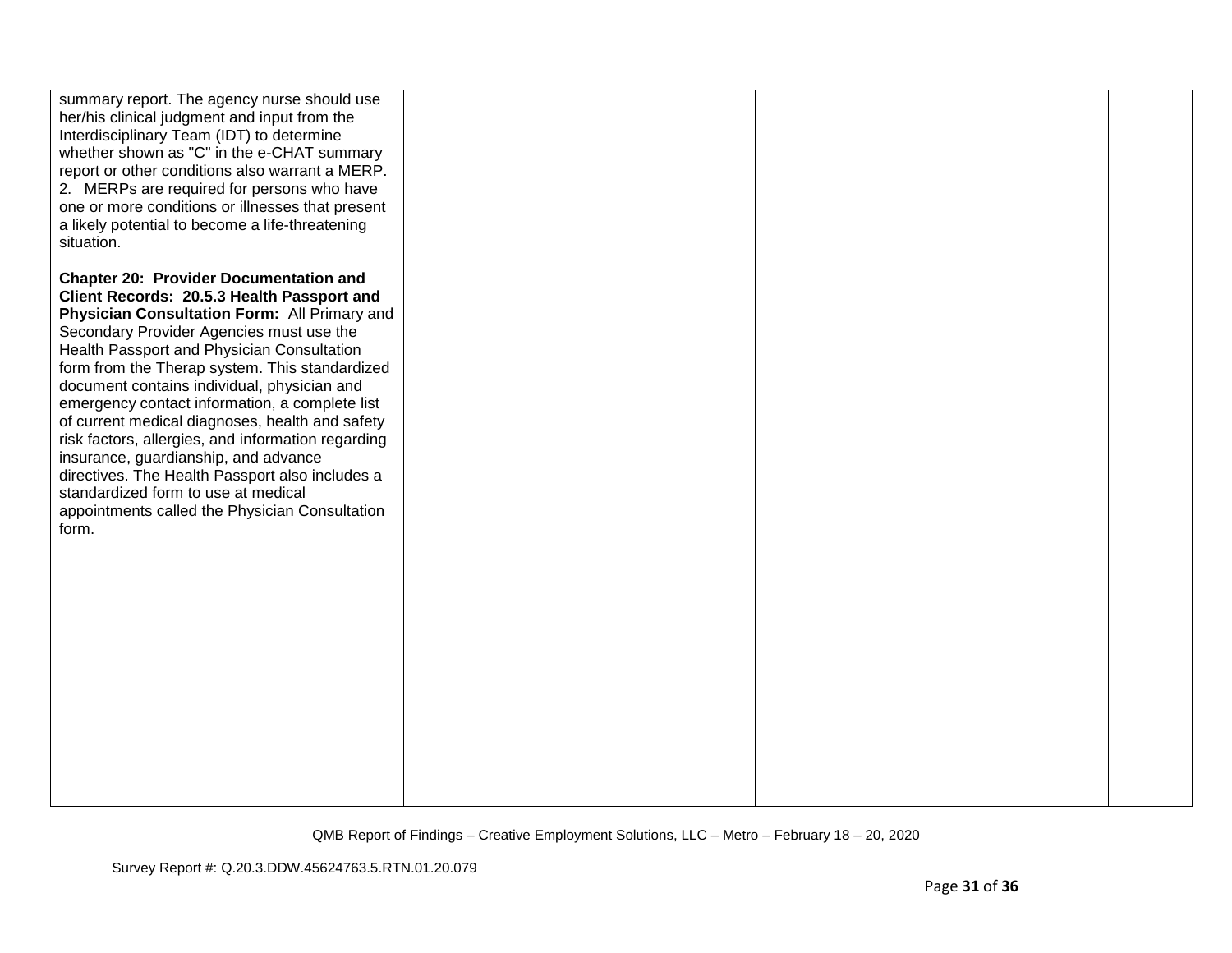| | | | |
|---|---|---|---|
| summary report. The agency nurse should use her/his clinical judgment and input from the Interdisciplinary Team (IDT) to determine whether shown as "C" in the e-CHAT summary report or other conditions also warrant a MERP.<br>2. MERPs are required for persons who have one or more conditions or illnesses that present a likely potential to become a life-threatening situation.<br><br>**Chapter 20: Provider Documentation and Client Records: 20.5.3 Health Passport and Physician Consultation Form:** All Primary and Secondary Provider Agencies must use the Health Passport and Physician Consultation form from the Therap system. This standardized document contains individual, physician and emergency contact information, a complete list of current medical diagnoses, health and safety risk factors, allergies, and information regarding insurance, guardianship, and advance directives. The Health Passport also includes a standardized form to use at medical appointments called the Physician Consultation form. | | | |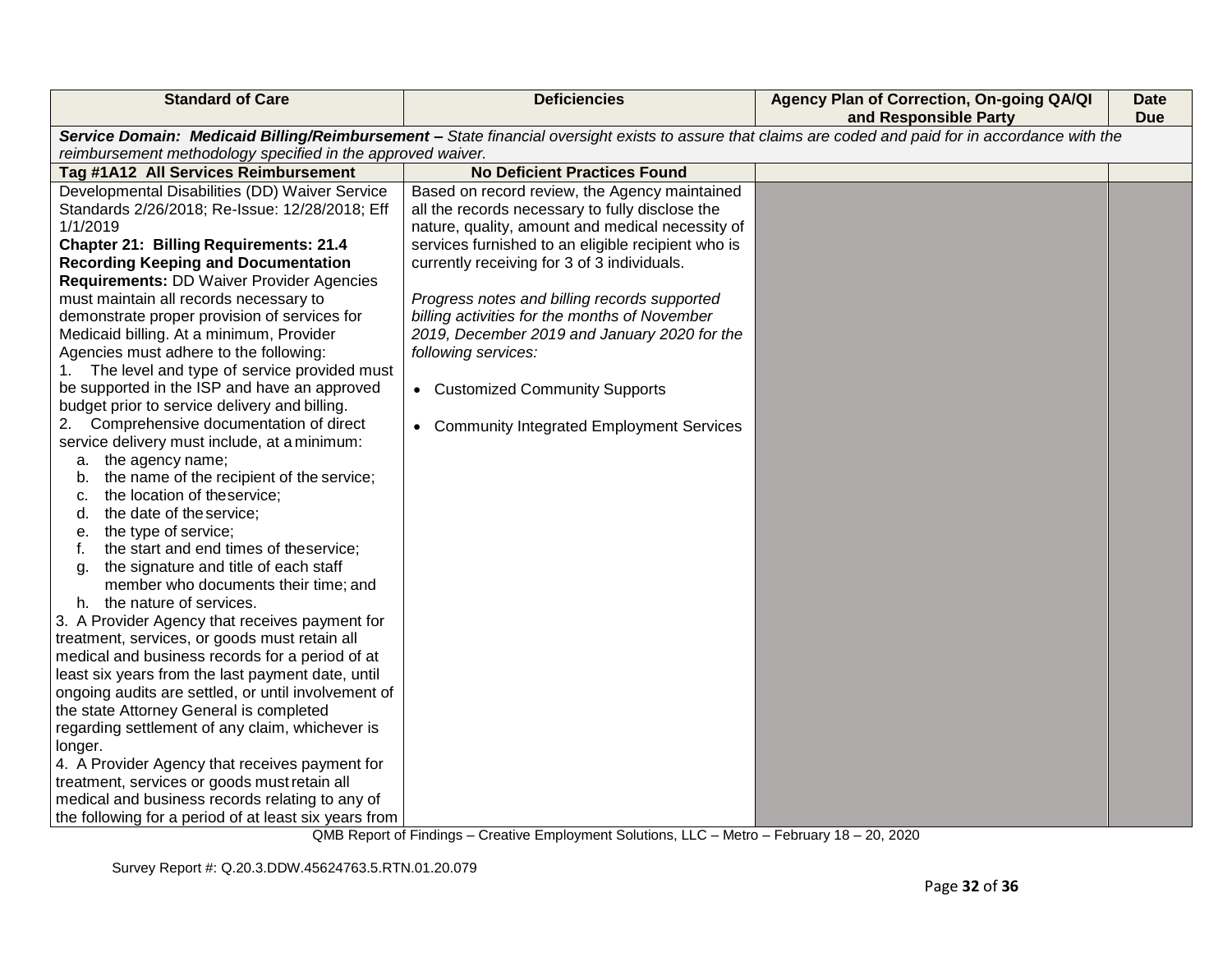| Standard of Care | Deficiencies | Agency Plan of Correction, On-going QA/QI and Responsible Party | Date Due |
|---|---|---|---|
| ***Service Domain: Medicaid Billing/Reimbursement –*** *State financial oversight exists to assure that claims are coded and paid for in accordance with the reimbursement methodology specified in the approved waiver.* | | | |
| **Tag #1A12 All Services Reimbursement** | **No Deficient Practices Found** | | |
| Developmental Disabilities (DD) Waiver Service Standards 2/26/2018; Re-Issue: 12/28/2018; Eff 1/1/2019<br>**Chapter 21: Billing Requirements: 21.4 Recording Keeping and Documentation Requirements:** DD Waiver Provider Agencies must maintain all records necessary to demonstrate proper provision of services for Medicaid billing. At a minimum, Provider Agencies must adhere to the following:<br>1. The level and type of service provided must be supported in the ISP and have an approved budget prior to service delivery and billing.<br>2. Comprehensive documentation of direct service delivery must include, at a minimum:<br>a. the agency name;<br>b. the name of the recipient of the service;<br>c. the location of theservice;<br>d. the date of the service;<br>e. the type of service;<br>f. the start and end times of theservice;<br>g. the signature and title of each staff member who documents their time; and<br>h. the nature of services.<br>3. A Provider Agency that receives payment for treatment, services, or goods must retain all medical and business records for a period of at least six years from the last payment date, until ongoing audits are settled, or until involvement of the state Attorney General is completed regarding settlement of any claim, whichever is longer.<br>4. A Provider Agency that receives payment for treatment, services or goods must retain all medical and business records relating to any of the following for a period of at least six years from | Based on record review, the Agency maintained all the records necessary to fully disclose the nature, quality, amount and medical necessity of services furnished to an eligible recipient who is currently receiving for 3 of 3 individuals.<br><br>*Progress notes and billing records supported billing activities for the months of November 2019, December 2019 and January 2020 for the following services:*<br><br>• Customized Community Supports<br><br>• Community Integrated Employment Services | | |

QMB Report of Findings – Creative Employment Solutions, LLC – Metro – February 18 – 20, 2020

Survey Report #: Q.20.3.DDW.45624763.5.RTN.01.20.079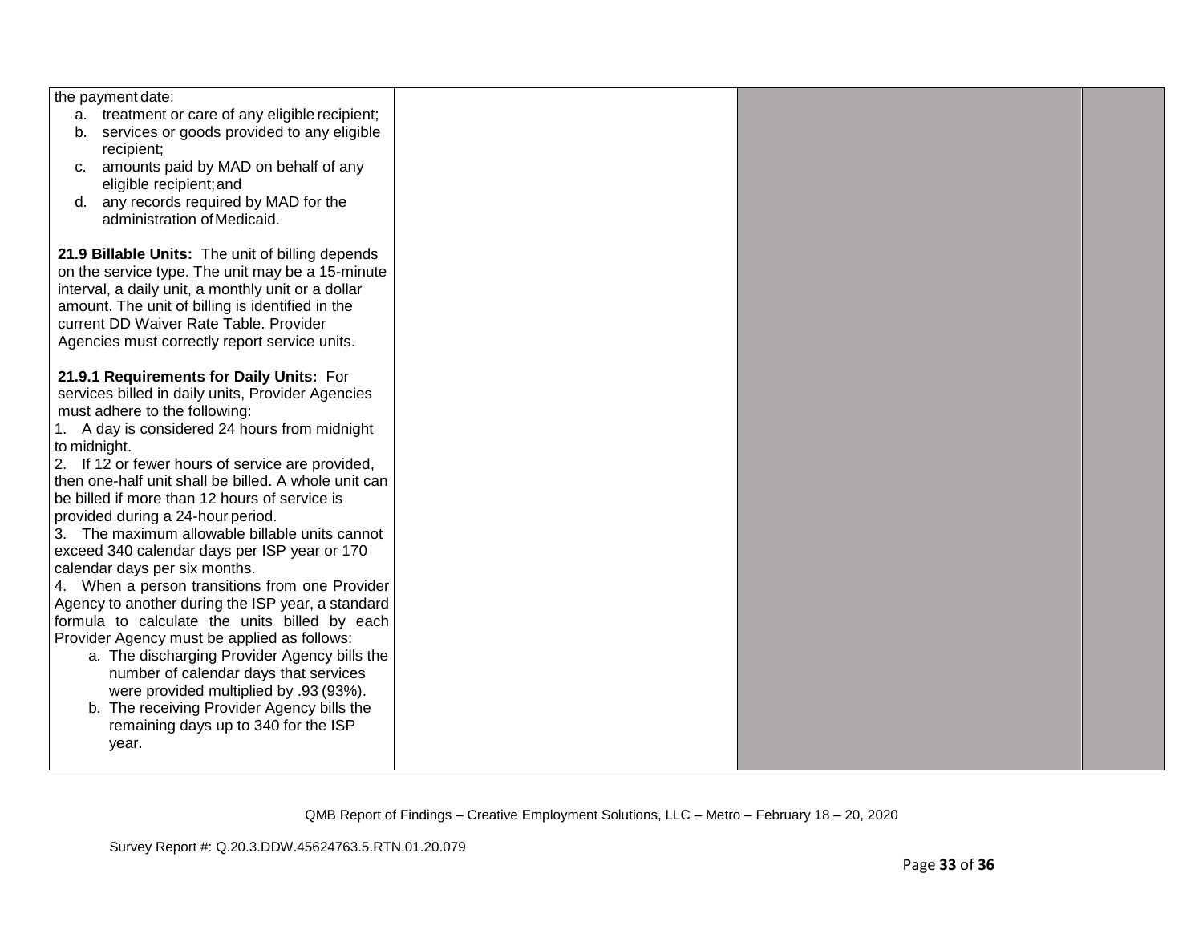| | | | |
|---|---|---|---|
| the payment date:<br>a. treatment or care of any eligible recipient;<br>b. services or goods provided to any eligible recipient;<br>c. amounts paid by MAD on behalf of any eligible recipient; and<br>d. any records required by MAD for the administration of Medicaid.<br><br>**21.9 Billable Units:** The unit of billing depends on the service type. The unit may be a 15-minute interval, a daily unit, a monthly unit or a dollar amount. The unit of billing is identified in the current DD Waiver Rate Table. Provider Agencies must correctly report service units.<br><br>**21.9.1 Requirements for Daily Units:** For services billed in daily units, Provider Agencies must adhere to the following:<br>1. A day is considered 24 hours from midnight to midnight.<br>2. If 12 or fewer hours of service are provided, then one-half unit shall be billed. A whole unit can be billed if more than 12 hours of service is provided during a 24-hour period.<br>3. The maximum allowable billable units cannot exceed 340 calendar days per ISP year or 170 calendar days per six months.<br>4. When a person transitions from one Provider Agency to another during the ISP year, a standard formula to calculate the units billed by each Provider Agency must be applied as follows:<br>a. The discharging Provider Agency bills the number of calendar days that services were provided multiplied by .93 (93%).<br>b. The receiving Provider Agency bills the remaining days up to 340 for the ISP year. | | | |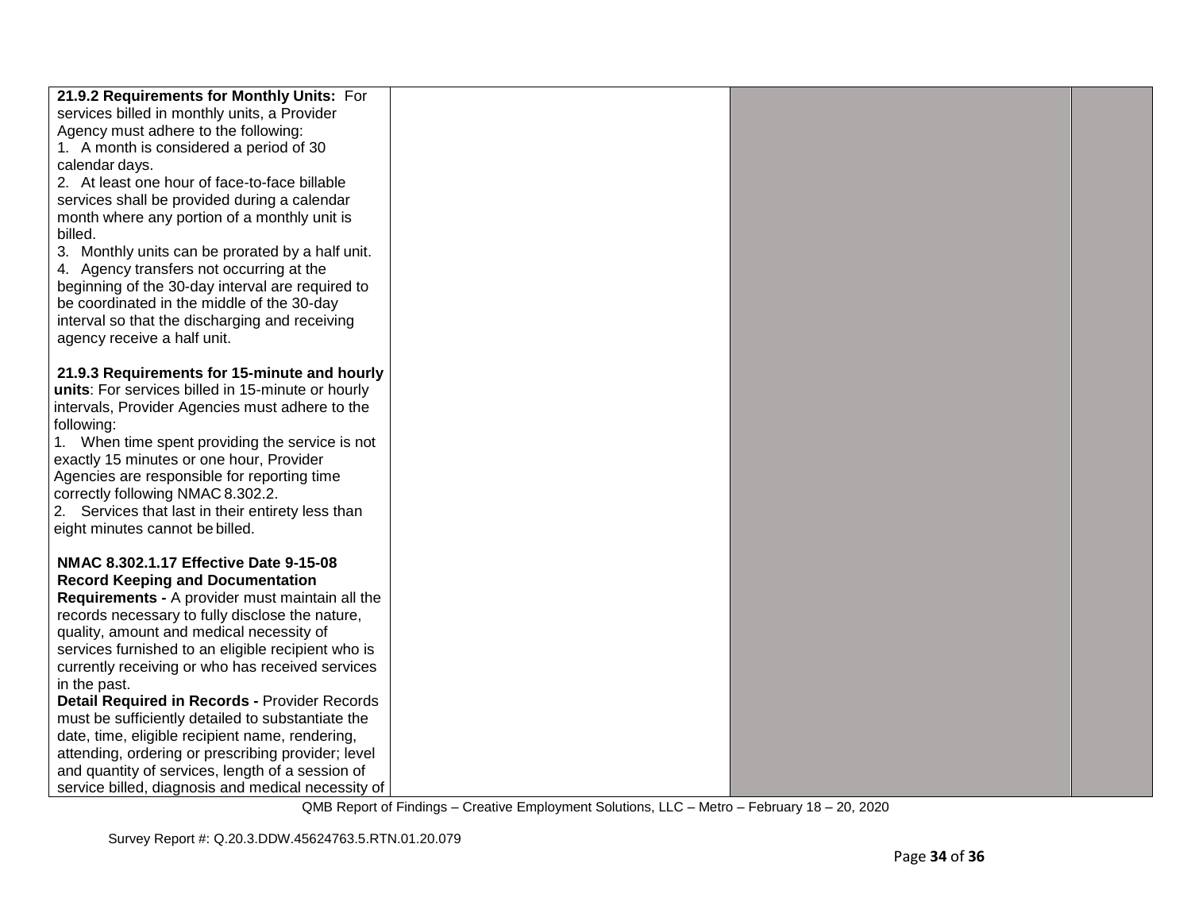| | | | |
|---|---|---|---|
| **21.9.2 Requirements for Monthly Units:** For services billed in monthly units, a Provider Agency must adhere to the following:<br>1. A month is considered a period of 30 calendar days.<br>2. At least one hour of face-to-face billable services shall be provided during a calendar month where any portion of a monthly unit is billed.<br>3. Monthly units can be prorated by a half unit.<br>4. Agency transfers not occurring at the beginning of the 30-day interval are required to be coordinated in the middle of the 30-day interval so that the discharging and receiving agency receive a half unit.<br><br>**21.9.3 Requirements for 15-minute and hourly units**: For services billed in 15-minute or hourly intervals, Provider Agencies must adhere to the following:<br>1. When time spent providing the service is not exactly 15 minutes or one hour, Provider Agencies are responsible for reporting time correctly following NMAC 8.302.2.<br>2. Services that last in their entirety less than eight minutes cannot be billed.<br><br>**NMAC 8.302.1.17 Effective Date 9-15-08 Record Keeping and Documentation Requirements -** A provider must maintain all the records necessary to fully disclose the nature, quality, amount and medical necessity of services furnished to an eligible recipient who is currently receiving or who has received services in the past.<br>**Detail Required in Records -** Provider Records must be sufficiently detailed to substantiate the date, time, eligible recipient name, rendering, attending, ordering or prescribing provider; level and quantity of services, length of a session of service billed, diagnosis and medical necessity of | | | |

QMB Report of Findings – Creative Employment Solutions, LLC – Metro – February 18 – 20, 2020

Survey Report #: Q.20.3.DDW.45624763.5.RTN.01.20.079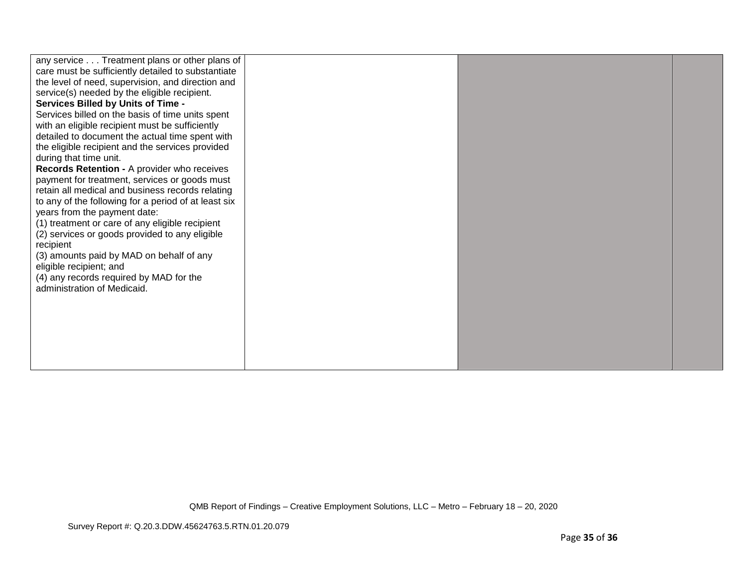| | | | |
|---|---|---|---|
| any service . . . Treatment plans or other plans of care must be sufficiently detailed to substantiate the level of need, supervision, and direction and service(s) needed by the eligible recipient.<br>**Services Billed by Units of Time -**<br>Services billed on the basis of time units spent with an eligible recipient must be sufficiently detailed to document the actual time spent with the eligible recipient and the services provided during that time unit.<br>**Records Retention -** A provider who receives payment for treatment, services or goods must retain all medical and business records relating to any of the following for a period of at least six years from the payment date:<br>(1) treatment or care of any eligible recipient<br>(2) services or goods provided to any eligible recipient<br>(3) amounts paid by MAD on behalf of any eligible recipient; and<br>(4) any records required by MAD for the administration of Medicaid. | | | |

QMB Report of Findings – Creative Employment Solutions, LLC – Metro – February 18 – 20, 2020

Survey Report #: Q.20.3.DDW.45624763.5.RTN.01.20.079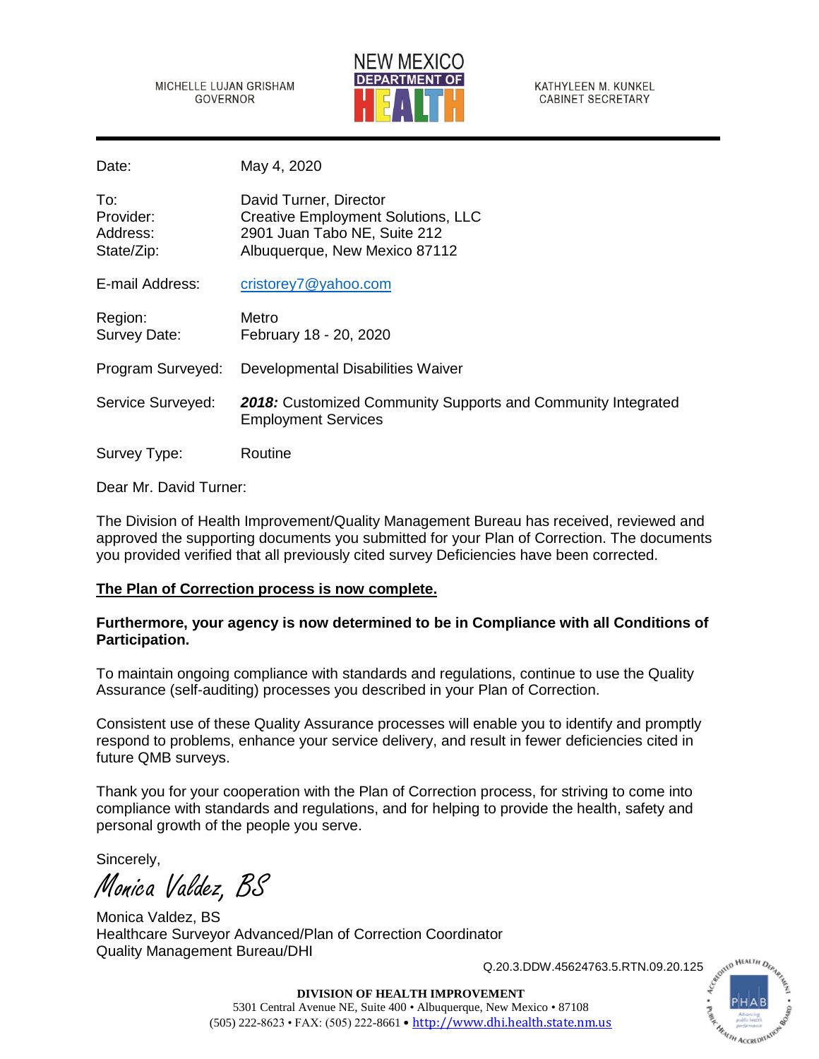MICHELLE LUJAN GRISHAM
GOVERNOR

NEW MEXICO
DEPARTMENT OF
HEALTH

KATHYLEEN M. KUNKEL
CABINET SECRETARY

| | |
|---|---|
| Date: | May 4, 2020 |
| To: | David Turner, Director |
| Provider: | Creative Employment Solutions, LLC |
| Address: | 2901 Juan Tabo NE, Suite 212 |
| State/Zip: | Albuquerque, New Mexico 87112 |
| E-mail Address: | cristorey7@yahoo.com |
| Region: | Metro |
| Survey Date: | February 18 - 20, 2020 |
| Program Surveyed: | Developmental Disabilities Waiver |
| Service Surveyed: | ***2018:*** Customized Community Supports and Community Integrated Employment Services |
| Survey Type: | Routine |

Dear Mr. David Turner:

The Division of Health Improvement/Quality Management Bureau has received, reviewed and approved the supporting documents you submitted for your Plan of Correction. The documents you provided verified that all previously cited survey Deficiencies have been corrected.

**The Plan of Correction process is now complete.**

**Furthermore, your agency is now determined to be in Compliance with all Conditions of Participation.**

To maintain ongoing compliance with standards and regulations, continue to use the Quality Assurance (self-auditing) processes you described in your Plan of Correction.

Consistent use of these Quality Assurance processes will enable you to identify and promptly respond to problems, enhance your service delivery, and result in fewer deficiencies cited in future QMB surveys.

Thank you for your cooperation with the Plan of Correction process, for striving to come into compliance with standards and regulations, and for helping to provide the health, safety and personal growth of the people you serve.

Sincerely,

*Monica Valdez, BS*

Monica Valdez, BS
Healthcare Surveyor Advanced/Plan of Correction Coordinator
Quality Management Bureau/DHI

Q.20.3.DDW.45624763.5.RTN.09.20.125

**DIVISION OF HEALTH IMPROVEMENT**
5301 Central Avenue NE, Suite 400 • Albuquerque, New Mexico • 87108
(505) 222-8623 • FAX: (505) 222-8661 • http://www.dhi.health.state.nm.us